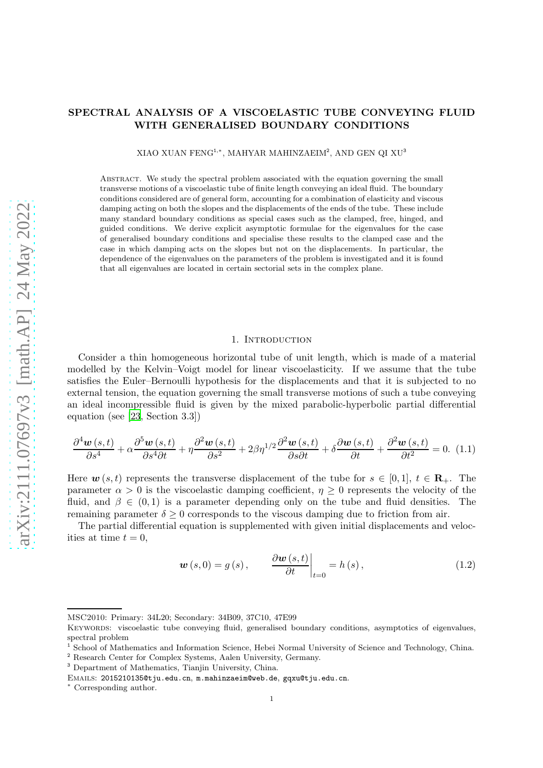# SPECTRAL ANALYSIS OF A VISCOELASTIC TUBE CONVEYING FLUID WITH GENERALISED BOUNDARY CONDITIONS

XIAO XUAN FENG[1,*], MAHYAR MAHINZAEIM[2], AND GEN QI XU[3]

Abstract. We study the spectral problem associated with the equation governing the small transverse motions of a viscoelastic tube of finite length conveying an ideal fluid. The boundary conditions considered are of general form, accounting for a combination of elasticity and viscous damping acting on both the slopes and the displacements of the ends of the tube. These include many standard boundary conditions as special cases such as the clamped, free, hinged, and guided conditions. We derive explicit asymptotic formulae for the eigenvalues for the case of generalised boundary conditions and specialise these results to the clamped case and the case in which damping acts on the slopes but not on the displacements. In particular, the dependence of the eigenvalues on the parameters of the problem is investigated and it is found that all eigenvalues are located in certain sectorial sets in the complex plane.

## 1. Introduction

Consider a thin homogeneous horizontal tube of unit length, which is made of a material modelled by the Kelvin–Voigt model for linear viscoelasticity. If we assume that the tube satisfies the Euler–Bernoulli hypothesis for the displacements and that it is subjected to no external tension, the equation governing the small transverse motions of such a tube conveying an ideal incompressible fluid is given by the mixed parabolic-hyperbolic partial differential equation (see [23, Section 3.3])

$$\frac{\partial^4 \boldsymbol{w}(s,t)}{\partial s^4} + \alpha \frac{\partial^5 \boldsymbol{w}(s,t)}{\partial s^4 \partial t} + \eta \frac{\partial^2 \boldsymbol{w}(s,t)}{\partial s^2} + 2\beta \eta^{1/2} \frac{\partial^2 \boldsymbol{w}(s,t)}{\partial s \partial t} + \delta \frac{\partial \boldsymbol{w}(s,t)}{\partial t} + \frac{\partial^2 \boldsymbol{w}(s,t)}{\partial t^2} = 0. \quad (1.1)$$

Here $\boldsymbol{w}(s,t)$ represents the transverse displacement of the tube for $s \in [0,1]$, $t \in \mathbf{R}_+$. The parameter $\alpha > 0$ is the viscoelastic damping coefficient, $\eta \geq 0$ represents the velocity of the fluid, and $\beta \in (0,1)$ is a parameter depending only on the tube and fluid densities. The remaining parameter $\delta \geq 0$ corresponds to the viscous damping due to friction from air.

The partial differential equation is supplemented with given initial displacements and velocities at time $t = 0$,

$$\boldsymbol{w}(s,0) = g(s), \qquad \left. \frac{\partial \boldsymbol{w}(s,t)}{\partial t} \right|_{t=0} = h(s), \quad (1.2)$$

MSC2010: Primary: 34L20; Secondary: 34B09, 37C10, 47E99

Keywords: viscoelastic tube conveying fluid, generalised boundary conditions, asymptotics of eigenvalues, spectral problem

[1] School of Mathematics and Information Science, Hebei Normal University of Science and Technology, China.
[2] Research Center for Complex Systems, Aalen University, Germany.
[3] Department of Mathematics, Tianjin University, China.

Emails: 2015210135@tju.edu.cn, m.mahinzaeim@web.de, gqxu@tju.edu.cn.

[*] Corresponding author.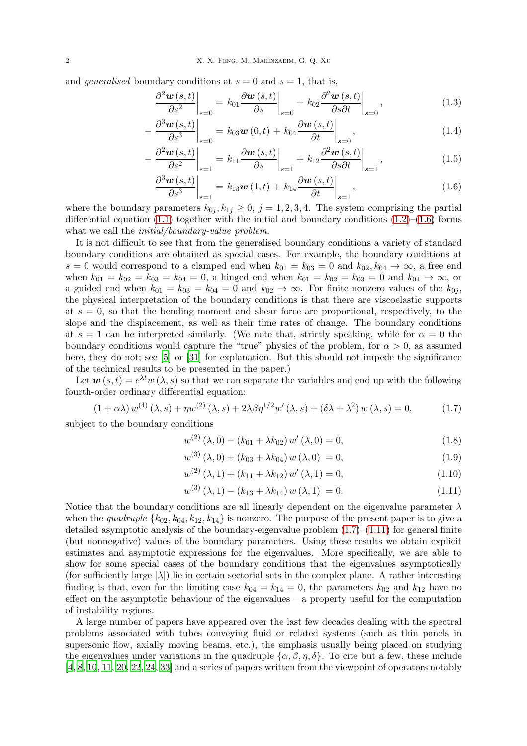and *generalised* boundary conditions at $s = 0$ and $s = 1$, that is,

$$\left.\frac{\partial^2 \boldsymbol{w}(s,t)}{\partial s^2}\right|_{s=0} = k_{01}\left.\frac{\partial \boldsymbol{w}(s,t)}{\partial s}\right|_{s=0} + k_{02}\left.\frac{\partial^2 \boldsymbol{w}(s,t)}{\partial s \partial t}\right|_{s=0}, \tag{1.3}$$

$$-\left.\frac{\partial^3 \boldsymbol{w}(s,t)}{\partial s^3}\right|_{s=0} = k_{03}\boldsymbol{w}(0,t) + k_{04}\left.\frac{\partial \boldsymbol{w}(s,t)}{\partial t}\right|_{s=0}, \tag{1.4}$$

$$-\left.\frac{\partial^2 \boldsymbol{w}(s,t)}{\partial s^2}\right|_{s=1} = k_{11}\left.\frac{\partial \boldsymbol{w}(s,t)}{\partial s}\right|_{s=1} + k_{12}\left.\frac{\partial^2 \boldsymbol{w}(s,t)}{\partial s \partial t}\right|_{s=1}, \tag{1.5}$$

$$\left.\frac{\partial^3 \boldsymbol{w}(s,t)}{\partial s^3}\right|_{s=1} = k_{13}\boldsymbol{w}(1,t) + k_{14}\left.\frac{\partial \boldsymbol{w}(s,t)}{\partial t}\right|_{s=1}, \tag{1.6}$$

where the boundary parameters $k_{0j}, k_{1j} \geq 0$, $j = 1, 2, 3, 4$. The system comprising the partial differential equation (1.1) together with the initial and boundary conditions (1.2)–(1.6) forms what we call the *initial/boundary-value problem*.

It is not difficult to see that from the generalised boundary conditions a variety of standard boundary conditions are obtained as special cases. For example, the boundary conditions at $s = 0$ would correspond to a clamped end when $k_{01} = k_{03} = 0$ and $k_{02}, k_{04} \to \infty$, a free end when $k_{01} = k_{02} = k_{03} = k_{04} = 0$, a hinged end when $k_{01} = k_{02} = k_{03} = 0$ and $k_{04} \to \infty$, or a guided end when $k_{01} = k_{03} = k_{04} = 0$ and $k_{02} \to \infty$. For finite nonzero values of the $k_{0j}$, the physical interpretation of the boundary conditions is that there are viscoelastic supports at $s = 0$, so that the bending moment and shear force are proportional, respectively, to the slope and the displacement, as well as their time rates of change. The boundary conditions at $s = 1$ can be interpreted similarly. (We note that, strictly speaking, while for $\alpha = 0$ the boundary conditions would capture the "true" physics of the problem, for $\alpha > 0$, as assumed here, they do not; see [5] or [31] for explanation. But this should not impede the significance of the technical results to be presented in the paper.)

Let $\boldsymbol{w}(s,t) = e^{\lambda t} w(\lambda, s)$ so that we can separate the variables and end up with the following fourth-order ordinary differential equation:

$$(1 + \alpha\lambda)\, w^{(4)}(\lambda, s) + \eta w^{(2)}(\lambda, s) + 2\lambda\beta\eta^{1/2} w'(\lambda, s) + (\delta\lambda + \lambda^2)\, w(\lambda, s) = 0, \tag{1.7}$$

subject to the boundary conditions

$$w^{(2)}(\lambda, 0) - (k_{01} + \lambda k_{02})\, w'(\lambda, 0) = 0, \tag{1.8}$$

$$w^{(3)}(\lambda, 0) + (k_{03} + \lambda k_{04})\, w(\lambda, 0) = 0, \tag{1.9}$$

$$w^{(2)}(\lambda, 1) + (k_{11} + \lambda k_{12})\, w'(\lambda, 1) = 0, \tag{1.10}$$

$$w^{(3)}(\lambda, 1) - (k_{13} + \lambda k_{14})\, w(\lambda, 1) = 0. \tag{1.11}$$

Notice that the boundary conditions are all linearly dependent on the eigenvalue parameter $\lambda$ when the *quadruple* $\{k_{02}, k_{04}, k_{12}, k_{14}\}$ is nonzero. The purpose of the present paper is to give a detailed asymptotic analysis of the boundary-eigenvalue problem (1.7)–(1.11) for general finite (but nonnegative) values of the boundary parameters. Using these results we obtain explicit estimates and asymptotic expressions for the eigenvalues. More specifically, we are able to show for some special cases of the boundary conditions that the eigenvalues asymptotically (for sufficiently large $|\lambda|$) lie in certain sectorial sets in the complex plane. A rather interesting finding is that, even for the limiting case $k_{04} = k_{14} = 0$, the parameters $k_{02}$ and $k_{12}$ have no effect on the asymptotic behaviour of the eigenvalues – a property useful for the computation of instability regions.

A large number of papers have appeared over the last few decades dealing with the spectral problems associated with tubes conveying fluid or related systems (such as thin panels in supersonic flow, axially moving beams, etc.), the emphasis usually being placed on studying the eigenvalues under variations in the quadruple $\{\alpha, \beta, \eta, \delta\}$. To cite but a few, these include [4, 8, 10, 11, 20, 22, 24, 33] and a series of papers written from the viewpoint of operators notably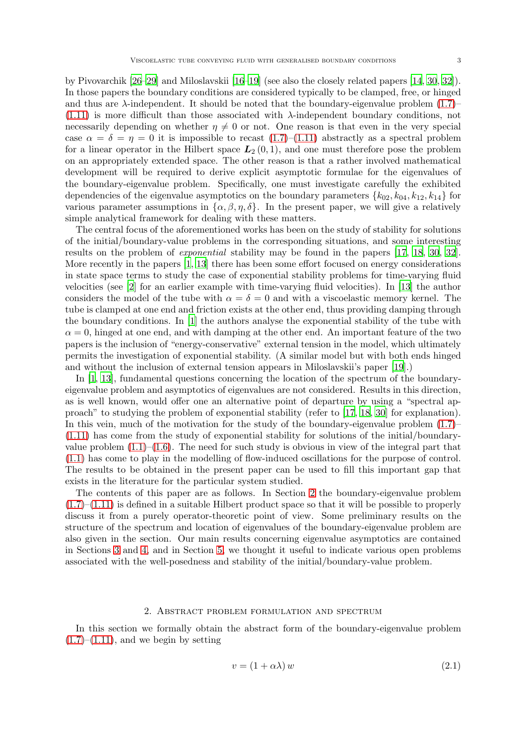by Pivovarchik [26–29] and Miloslavskii [16–19] (see also the closely related papers [14, 30, 32]). In those papers the boundary conditions are considered typically to be clamped, free, or hinged and thus are $\lambda$-independent. It should be noted that the boundary-eigenvalue problem (1.7)–(1.11) is more difficult than those associated with $\lambda$-independent boundary conditions, not necessarily depending on whether $\eta \neq 0$ or not. One reason is that even in the very special case $\alpha = \delta = \eta = 0$ it is impossible to recast (1.7)–(1.11) abstractly as a spectral problem for a linear operator in the Hilbert space $\boldsymbol{L}_2\,(0,1)$, and one must therefore pose the problem on an appropriately extended space. The other reason is that a rather involved mathematical development will be required to derive explicit asymptotic formulae for the eigenvalues of the boundary-eigenvalue problem. Specifically, one must investigate carefully the exhibited dependencies of the eigenvalue asymptotics on the boundary parameters $\{k_{02}, k_{04}, k_{12}, k_{14}\}$ for various parameter assumptions in $\{\alpha, \beta, \eta, \delta\}$. In the present paper, we will give a relatively simple analytical framework for dealing with these matters.

The central focus of the aforementioned works has been on the study of stability for solutions of the initial/boundary-value problems in the corresponding situations, and some interesting results on the problem of *exponential* stability may be found in the papers [17, 18, 30, 32]. More recently in the papers [1, 13] there has been some effort focused on energy considerations in state space terms to study the case of exponential stability problems for time-varying fluid velocities (see [2] for an earlier example with time-varying fluid velocities). In [13] the author considers the model of the tube with $\alpha = \delta = 0$ and with a viscoelastic memory kernel. The tube is clamped at one end and friction exists at the other end, thus providing damping through the boundary conditions. In [1] the authors analyse the exponential stability of the tube with $\alpha = 0$, hinged at one end, and with damping at the other end. An important feature of the two papers is the inclusion of "energy-conservative" external tension in the model, which ultimately permits the investigation of exponential stability. (A similar model but with both ends hinged and without the inclusion of external tension appears in Miloslavskii's paper [19].)

In [1, 13], fundamental questions concerning the location of the spectrum of the boundary-eigenvalue problem and asymptotics of eigenvalues are not considered. Results in this direction, as is well known, would offer one an alternative point of departure by using a "spectral approach" to studying the problem of exponential stability (refer to [17, 18, 30] for explanation). In this vein, much of the motivation for the study of the boundary-eigenvalue problem (1.7)–(1.11) has come from the study of exponential stability for solutions of the initial/boundary-value problem (1.1)–(1.6). The need for such study is obvious in view of the integral part that (1.1) has come to play in the modelling of flow-induced oscillations for the purpose of control. The results to be obtained in the present paper can be used to fill this important gap that exists in the literature for the particular system studied.

The contents of this paper are as follows. In Section 2 the boundary-eigenvalue problem (1.7)–(1.11) is defined in a suitable Hilbert product space so that it will be possible to properly discuss it from a purely operator-theoretic point of view. Some preliminary results on the structure of the spectrum and location of eigenvalues of the boundary-eigenvalue problem are also given in the section. Our main results concerning eigenvalue asymptotics are contained in Sections 3 and 4, and in Section 5, we thought it useful to indicate various open problems associated with the well-posedness and stability of the initial/boundary-value problem.

## 2. Abstract problem formulation and spectrum

In this section we formally obtain the abstract form of the boundary-eigenvalue problem (1.7)–(1.11), and we begin by setting

$$v = (1 + \alpha\lambda)\, w \tag{2.1}$$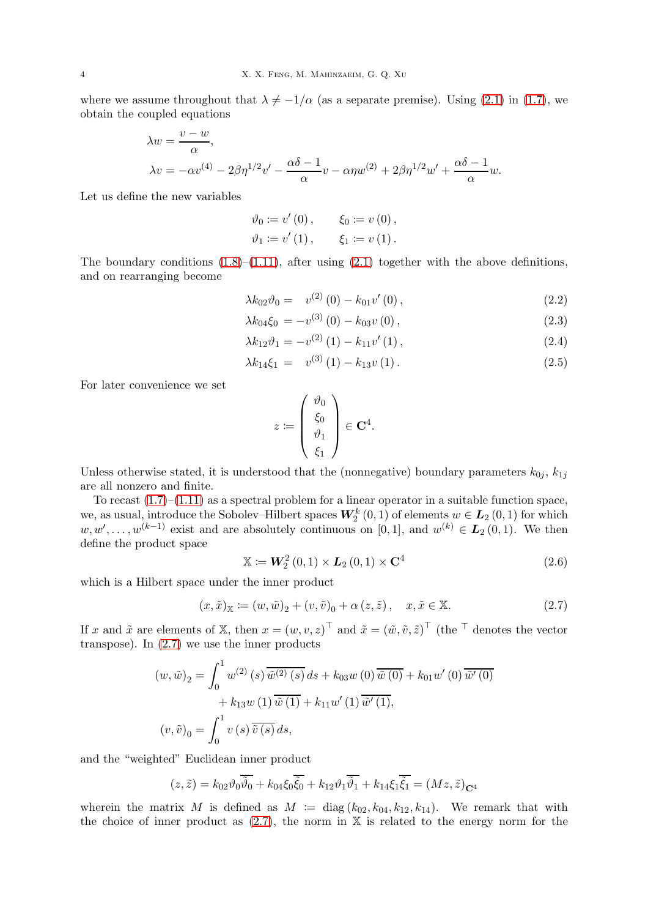where we assume throughout that $\lambda \neq -1/\alpha$ (as a separate premise). Using (2.1) in (1.7), we obtain the coupled equations

$$\lambda w = \frac{v - w}{\alpha},$$
$$\lambda v = -\alpha v^{(4)} - 2\beta\eta^{1/2} v' - \frac{\alpha\delta - 1}{\alpha} v - \alpha\eta w^{(2)} + 2\beta\eta^{1/2} w' + \frac{\alpha\delta - 1}{\alpha} w.$$

Let us define the new variables

$$\vartheta_0 := v'(0), \qquad \xi_0 := v(0),$$
$$\vartheta_1 := v'(1), \qquad \xi_1 := v(1).$$

The boundary conditions (1.8)–(1.11), after using (2.1) together with the above definitions, and on rearranging become

$$\lambda k_{02}\vartheta_0 = \phantom{-}v^{(2)}(0) - k_{01}v'(0), \tag{2.2}$$
$$\lambda k_{04}\xi_0 = -v^{(3)}(0) - k_{03}v(0), \tag{2.3}$$
$$\lambda k_{12}\vartheta_1 = -v^{(2)}(1) - k_{11}v'(1), \tag{2.4}$$
$$\lambda k_{14}\xi_1 = \phantom{-}v^{(3)}(1) - k_{13}v(1). \tag{2.5}$$

For later convenience we set

$$z := \begin{pmatrix} \vartheta_0 \\ \xi_0 \\ \vartheta_1 \\ \xi_1 \end{pmatrix} \in \mathbf{C}^4.$$

Unless otherwise stated, it is understood that the (nonnegative) boundary parameters $k_{0j}$, $k_{1j}$ are all nonzero and finite.

To recast (1.7)–(1.11) as a spectral problem for a linear operator in a suitable function space, we, as usual, introduce the Sobolev–Hilbert spaces $\boldsymbol{W}_2^k(0,1)$ of elements $w \in \boldsymbol{L}_2(0,1)$ for which $w, w', \ldots, w^{(k-1)}$ exist and are absolutely continuous on $[0,1]$, and $w^{(k)} \in \boldsymbol{L}_2(0,1)$. We then define the product space

$$\mathbb{X} := \boldsymbol{W}_2^2(0,1) \times \boldsymbol{L}_2(0,1) \times \mathbf{C}^4 \tag{2.6}$$

which is a Hilbert space under the inner product

$$(x, \tilde{x})_{\mathbb{X}} := (w, \tilde{w})_2 + (v, \tilde{v})_0 + \alpha(z, \tilde{z}), \quad x, \tilde{x} \in \mathbb{X}. \tag{2.7}$$

If $x$ and $\tilde{x}$ are elements of $\mathbb{X}$, then $x = (w, v, z)^\top$ and $\tilde{x} = (\tilde{w}, \tilde{v}, \tilde{z})^\top$ (the $^\top$ denotes the vector transpose). In (2.7) we use the inner products

$$\begin{aligned}(w, \tilde{w})_2 = &\int_0^1 w^{(2)}(s)\overline{\tilde{w}^{(2)}(s)}\,ds + k_{03}w(0)\overline{\tilde{w}(0)} + k_{01}w'(0)\overline{\tilde{w}'(0)} \\ &+ k_{13}w(1)\overline{\tilde{w}(1)} + k_{11}w'(1)\overline{\tilde{w}'(1)},\end{aligned}$$
$$(v, \tilde{v})_0 = \int_0^1 v(s)\overline{\tilde{v}(s)}\,ds,$$

and the "weighted" Euclidean inner product

$$(z, \tilde{z}) = k_{02}\vartheta_0\overline{\tilde{\vartheta}_0} + k_{04}\xi_0\overline{\tilde{\xi}_0} + k_{12}\vartheta_1\overline{\tilde{\vartheta}_1} + k_{14}\xi_1\overline{\tilde{\xi}_1} = (Mz, \tilde{z})_{\mathbf{C}^4}$$

wherein the matrix $M$ is defined as $M := \operatorname{diag}(k_{02}, k_{04}, k_{12}, k_{14})$. We remark that with the choice of inner product as (2.7), the norm in $\mathbb{X}$ is related to the energy norm for the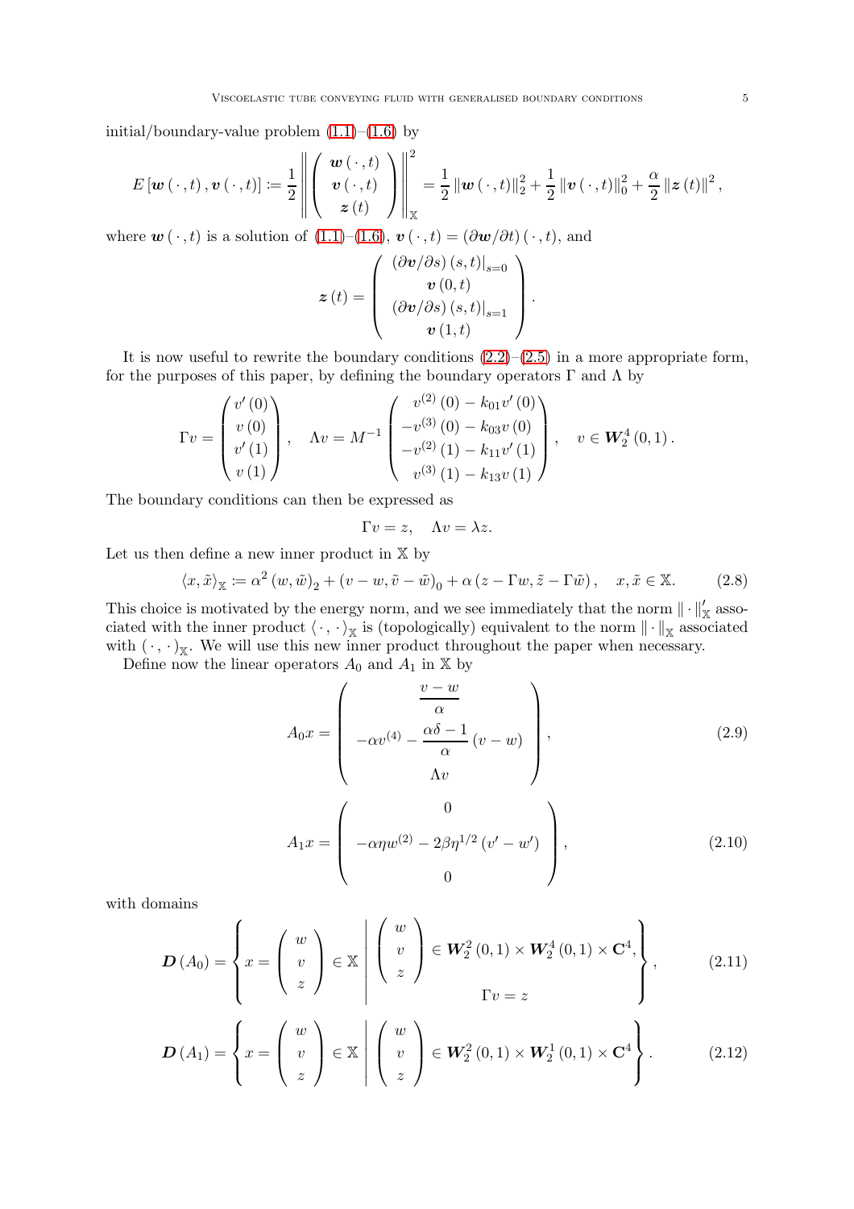initial/boundary-value problem (1.1)–(1.6) by

$$E\left[\boldsymbol{w}\left(\,\cdot\,,t\right),\boldsymbol{v}\left(\,\cdot\,,t\right)\right]\coloneqq\frac{1}{2}\left\|\left(\begin{array}{c}\boldsymbol{w}\left(\,\cdot\,,t\right)\\ \boldsymbol{v}\left(\,\cdot\,,t\right)\\ \boldsymbol{z}\left(t\right)\end{array}\right)\right\|_{\mathbb{X}}^{2}=\frac{1}{2}\left\|\boldsymbol{w}\left(\,\cdot\,,t\right)\right\|_{2}^{2}+\frac{1}{2}\left\|\boldsymbol{v}\left(\,\cdot\,,t\right)\right\|_{0}^{2}+\frac{\alpha}{2}\left\|\boldsymbol{z}\left(t\right)\right\|^{2},$$

where $\boldsymbol{w}\left(\,\cdot\,,t\right)$ is a solution of (1.1)–(1.6), $\boldsymbol{v}\left(\,\cdot\,,t\right)=\left(\partial\boldsymbol{w}/\partial t\right)\left(\,\cdot\,,t\right)$, and

$$\boldsymbol{z}\left(t\right)=\left(\begin{array}{c}\left.\left(\partial\boldsymbol{v}/\partial s\right)\left(s,t\right)\right|_{s=0}\\ \boldsymbol{v}\left(0,t\right)\\ \left.\left(\partial\boldsymbol{v}/\partial s\right)\left(s,t\right)\right|_{s=1}\\ \boldsymbol{v}\left(1,t\right)\end{array}\right).$$

It is now useful to rewrite the boundary conditions (2.2)–(2.5) in a more appropriate form, for the purposes of this paper, by defining the boundary operators $\Gamma$ and $\Lambda$ by

$$\Gamma v=\begin{pmatrix}v'\left(0\right)\\ v\left(0\right)\\ v'\left(1\right)\\ v\left(1\right)\end{pmatrix},\quad \Lambda v=M^{-1}\begin{pmatrix}v^{(2)}\left(0\right)-k_{01}v'\left(0\right)\\ -v^{(3)}\left(0\right)-k_{03}v\left(0\right)\\ -v^{(2)}\left(1\right)-k_{11}v'\left(1\right)\\ v^{(3)}\left(1\right)-k_{13}v\left(1\right)\end{pmatrix},\quad v\in\boldsymbol{W}_{2}^{4}\left(0,1\right).$$

The boundary conditions can then be expressed as

$$\Gamma v=z,\quad \Lambda v=\lambda z.$$

Let us then define a new inner product in $\mathbb{X}$ by

$$\left\langle x,\tilde{x}\right\rangle_{\mathbb{X}}\coloneqq\alpha^{2}\left(w,\tilde{w}\right)_{2}+\left(v-w,\tilde{v}-\tilde{w}\right)_{0}+\alpha\left(z-\Gamma w,\tilde{z}-\Gamma\tilde{w}\right),\quad x,\tilde{x}\in\mathbb{X}.\tag{2.8}$$

This choice is motivated by the energy norm, and we see immediately that the norm $\|\cdot\|_{\mathbb{X}}'$ associated with the inner product $\left\langle\,\cdot\,,\,\cdot\,\right\rangle_{\mathbb{X}}$ is (topologically) equivalent to the norm $\|\cdot\|_{\mathbb{X}}$ associated with $\left(\,\cdot\,,\,\cdot\,\right)_{\mathbb{X}}$. We will use this new inner product throughout the paper when necessary.

Define now the linear operators $A_0$ and $A_1$ in $\mathbb{X}$ by

$$A_{0}x=\left(\begin{array}{c}\dfrac{v-w}{\alpha}\\ -\alpha v^{(4)}-\dfrac{\alpha\delta-1}{\alpha}\left(v-w\right)\\ \Lambda v\end{array}\right),\tag{2.9}$$

$$A_{1}x=\left(\begin{array}{c}0\\ -\alpha\eta w^{(2)}-2\beta\eta^{1/2}\left(v'-w'\right)\\ 0\end{array}\right),\tag{2.10}$$

with domains

$$\boldsymbol{D}\left(A_{0}\right)=\left\{x=\left(\begin{array}{c}w\\ v\\ z\end{array}\right)\in\mathbb{X}\;\middle|\;\begin{array}{c}\left(\begin{array}{c}w\\ v\\ z\end{array}\right)\in\boldsymbol{W}_{2}^{2}\left(0,1\right)\times\boldsymbol{W}_{2}^{4}\left(0,1\right)\times\mathbf{C}^{4},\\ \Gamma v=z\end{array}\right\},\tag{2.11}$$

$$\boldsymbol{D}\left(A_{1}\right)=\left\{x=\left(\begin{array}{c}w\\ v\\ z\end{array}\right)\in\mathbb{X}\;\middle|\;\left(\begin{array}{c}w\\ v\\ z\end{array}\right)\in\boldsymbol{W}_{2}^{2}\left(0,1\right)\times\boldsymbol{W}_{2}^{1}\left(0,1\right)\times\mathbf{C}^{4}\right\}.\tag{2.12}$$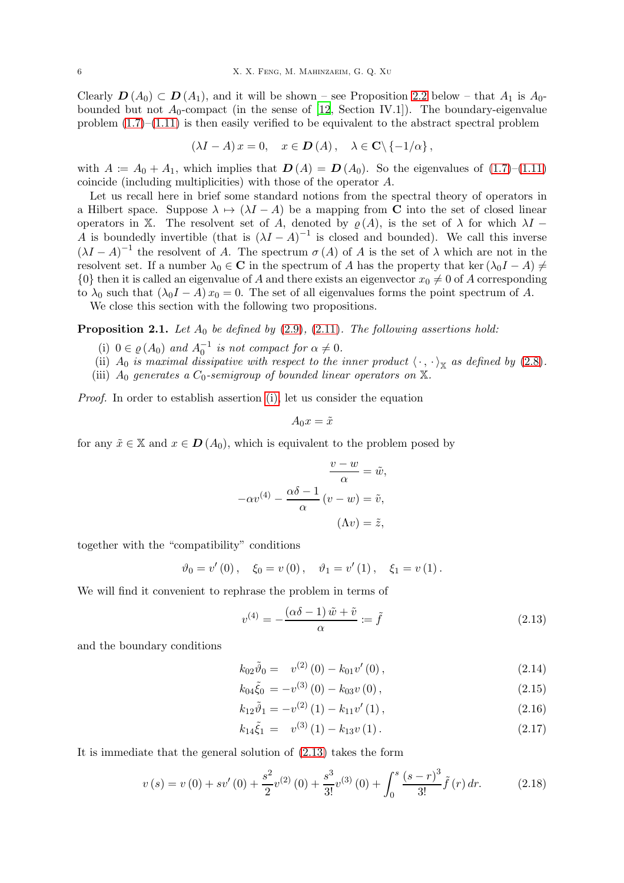Clearly $\boldsymbol{D}(A_0) \subset \boldsymbol{D}(A_1)$, and it will be shown – see Proposition 2.2 below – that $A_1$ is $A_0$-bounded but not $A_0$-compact (in the sense of [12, Section IV.1]). The boundary-eigenvalue problem (1.7)–(1.11) is then easily verified to be equivalent to the abstract spectral problem

$$(\lambda I - A)\, x = 0, \quad x \in \boldsymbol{D}(A), \quad \lambda \in \mathbf{C}\backslash \{-1/\alpha\},$$

with $A := A_0 + A_1$, which implies that $\boldsymbol{D}(A) = \boldsymbol{D}(A_0)$. So the eigenvalues of (1.7)–(1.11) coincide (including multiplicities) with those of the operator $A$.

Let us recall here in brief some standard notions from the spectral theory of operators in a Hilbert space. Suppose $\lambda \mapsto (\lambda I - A)$ be a mapping from $\mathbf{C}$ into the set of closed linear operators in $\mathbb{X}$. The resolvent set of $A$, denoted by $\varrho(A)$, is the set of $\lambda$ for which $\lambda I - A$ is boundedly invertible (that is $(\lambda I - A)^{-1}$ is closed and bounded). We call this inverse $(\lambda I - A)^{-1}$ the resolvent of $A$. The spectrum $\sigma(A)$ of $A$ is the set of $\lambda$ which are not in the resolvent set. If a number $\lambda_0 \in \mathbf{C}$ in the spectrum of $A$ has the property that $\ker(\lambda_0 I - A) \neq \{0\}$ then it is called an eigenvalue of $A$ and there exists an eigenvector $x_0 \neq 0$ of $A$ corresponding to $\lambda_0$ such that $(\lambda_0 I - A)\, x_0 = 0$. The set of all eigenvalues forms the point spectrum of $A$.

We close this section with the following two propositions.

**Proposition 2.1.** *Let $A_0$ be defined by (2.9), (2.11). The following assertions hold:*

(i) *$0 \in \varrho(A_0)$ and $A_0^{-1}$ is not compact for $\alpha \neq 0$.*

(ii) *$A_0$ is maximal dissipative with respect to the inner product $\langle\,\cdot\,,\,\cdot\,\rangle_{\mathbb{X}}$ as defined by (2.8).*

(iii) *$A_0$ generates a $C_0$-semigroup of bounded linear operators on $\mathbb{X}$.*

*Proof.* In order to establish assertion (i), let us consider the equation

$$A_0 x = \tilde{x}$$

for any $\tilde{x} \in \mathbb{X}$ and $x \in \boldsymbol{D}(A_0)$, which is equivalent to the problem posed by

$$\begin{aligned}
\frac{v - w}{\alpha} &= \tilde{w}, \\
-\alpha v^{(4)} - \frac{\alpha\delta - 1}{\alpha}(v - w) &= \tilde{v}, \\
(\Lambda v) &= \tilde{z},
\end{aligned}$$

together with the "compatibility" conditions

$$\vartheta_0 = v'(0), \quad \xi_0 = v(0), \quad \vartheta_1 = v'(1), \quad \xi_1 = v(1).$$

We will find it convenient to rephrase the problem in terms of

$$v^{(4)} = -\frac{(\alpha\delta - 1)\,\tilde{w} + \tilde{v}}{\alpha} := \tilde{f} \tag{2.13}$$

and the boundary conditions

$$k_{02}\tilde{\vartheta}_0 = \quad v^{(2)}(0) - k_{01}v'(0), \tag{2.14}$$

$$k_{04}\tilde{\xi}_0 = -v^{(3)}(0) - k_{03}v(0), \tag{2.15}$$

$$k_{12}\tilde{\vartheta}_1 = -v^{(2)}(1) - k_{11}v'(1), \tag{2.16}$$

$$k_{14}\tilde{\xi}_1 = \quad v^{(3)}(1) - k_{13}v(1). \tag{2.17}$$

It is immediate that the general solution of (2.13) takes the form

$$v(s) = v(0) + s v'(0) + \frac{s^2}{2} v^{(2)}(0) + \frac{s^3}{3!} v^{(3)}(0) + \int_0^s \frac{(s - r)^3}{3!} \tilde{f}(r)\, dr. \tag{2.18}$$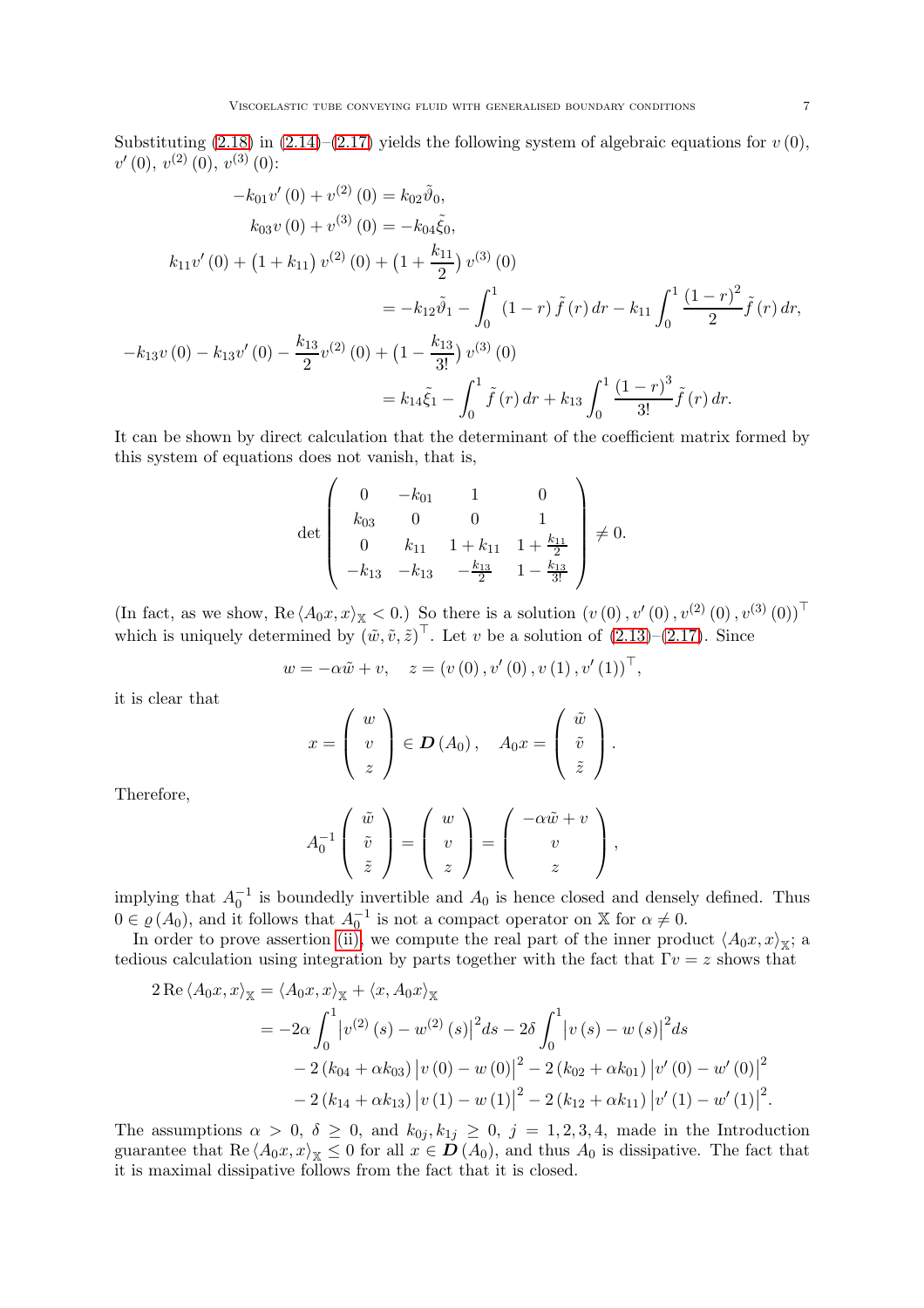Substituting (2.18) in (2.14)–(2.17) yields the following system of algebraic equations for $v(0)$, $v'(0)$, $v^{(2)}(0)$, $v^{(3)}(0)$:

$$
\begin{aligned}
-k_{01}v'(0) + v^{(2)}(0) &= k_{02}\tilde{\vartheta}_0, \\
k_{03}v(0) + v^{(3)}(0) &= -k_{04}\tilde{\xi}_0, \\
k_{11}v'(0) + \left(1 + k_{11}\right)v^{(2)}(0) + \left(1 + \frac{k_{11}}{2}\right)v^{(3)}(0) & \\
&= -k_{12}\tilde{\vartheta}_1 - \int_0^1 (1-r)\tilde{f}(r)\,dr - k_{11}\int_0^1 \frac{(1-r)^2}{2}\tilde{f}(r)\,dr, \\
-k_{13}v(0) - k_{13}v'(0) - \frac{k_{13}}{2}v^{(2)}(0) + \left(1 - \frac{k_{13}}{3!}\right)v^{(3)}(0) & \\
&= k_{14}\tilde{\xi}_1 - \int_0^1 \tilde{f}(r)\,dr + k_{13}\int_0^1 \frac{(1-r)^3}{3!}\tilde{f}(r)\,dr.
\end{aligned}
$$

It can be shown by direct calculation that the determinant of the coefficient matrix formed by this system of equations does not vanish, that is,

$$
\det\begin{pmatrix}
0 & -k_{01} & 1 & 0 \\
k_{03} & 0 & 0 & 1 \\
0 & k_{11} & 1+k_{11} & 1+\frac{k_{11}}{2} \\
-k_{13} & -k_{13} & -\frac{k_{13}}{2} & 1-\frac{k_{13}}{3!}
\end{pmatrix} \neq 0.
$$

(In fact, as we show, $\operatorname{Re}\langle A_0x, x\rangle_{\mathbb{X}} < 0$.) So there is a solution $\left(v(0), v'(0), v^{(2)}(0), v^{(3)}(0)\right)^\top$ which is uniquely determined by $(\tilde{w}, \tilde{v}, \tilde{z})^\top$. Let $v$ be a solution of (2.13)–(2.17). Since

$$
w = -\alpha\tilde{w} + v, \quad z = \left(v(0), v'(0), v(1), v'(1)\right)^\top,
$$

it is clear that

$$
x = \begin{pmatrix} w \\ v \\ z \end{pmatrix} \in \boldsymbol{D}(A_0), \quad A_0x = \begin{pmatrix} \tilde{w} \\ \tilde{v} \\ \tilde{z} \end{pmatrix}.
$$

Therefore,

$$
A_0^{-1}\begin{pmatrix} \tilde{w} \\ \tilde{v} \\ \tilde{z} \end{pmatrix} = \begin{pmatrix} w \\ v \\ z \end{pmatrix} = \begin{pmatrix} -\alpha\tilde{w} + v \\ v \\ z \end{pmatrix},
$$

implying that $A_0^{-1}$ is boundedly invertible and $A_0$ is hence closed and densely defined. Thus $0 \in \varrho(A_0)$, and it follows that $A_0^{-1}$ is not a compact operator on $\mathbb{X}$ for $\alpha \neq 0$.

In order to prove assertion (ii), we compute the real part of the inner product $\langle A_0x, x\rangle_{\mathbb{X}}$; a tedious calculation using integration by parts together with the fact that $\Gamma v = z$ shows that

$$
\begin{aligned}
2\operatorname{Re}\langle A_0x, x\rangle_{\mathbb{X}} &= \langle A_0x, x\rangle_{\mathbb{X}} + \langle x, A_0x\rangle_{\mathbb{X}} \\
&= -2\alpha\int_0^1 \left|v^{(2)}(s) - w^{(2)}(s)\right|^2 ds - 2\delta\int_0^1 \left|v(s) - w(s)\right|^2 ds \\
&\quad - 2\left(k_{04} + \alpha k_{03}\right)\left|v(0) - w(0)\right|^2 - 2\left(k_{02} + \alpha k_{01}\right)\left|v'(0) - w'(0)\right|^2 \\
&\quad - 2\left(k_{14} + \alpha k_{13}\right)\left|v(1) - w(1)\right|^2 - 2\left(k_{12} + \alpha k_{11}\right)\left|v'(1) - w'(1)\right|^2.
\end{aligned}
$$

The assumptions $\alpha > 0$, $\delta \geq 0$, and $k_{0j}, k_{1j} \geq 0$, $j = 1, 2, 3, 4$, made in the Introduction guarantee that $\operatorname{Re}\langle A_0x, x\rangle_{\mathbb{X}} \leq 0$ for all $x \in \boldsymbol{D}(A_0)$, and thus $A_0$ is dissipative. The fact that it is maximal dissipative follows from the fact that it is closed.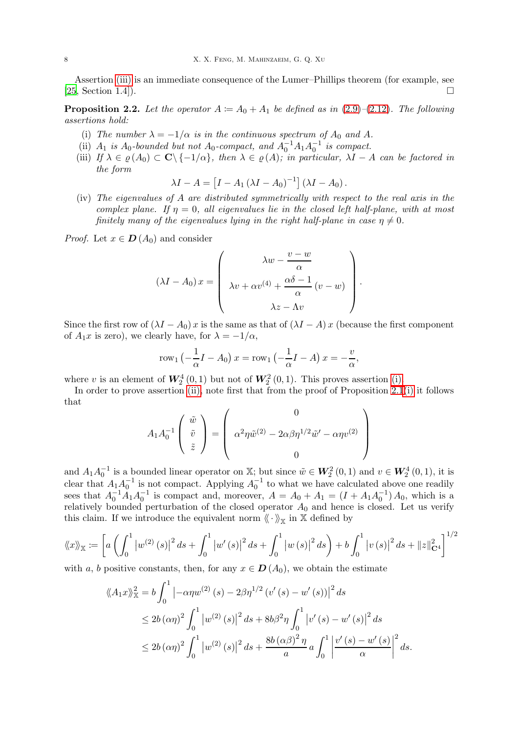Assertion (iii) is an immediate consequence of the Lumer–Phillips theorem (for example, see [25, Section 1.4]). □

**Proposition 2.2.** *Let the operator $A := A_0 + A_1$ be defined as in (2.9)–(2.12). The following assertions hold:*

- (i) *The number $\lambda = -1/\alpha$ is in the continuous spectrum of $A_0$ and $A$.*
- (ii) *$A_1$ is $A_0$-bounded but not $A_0$-compact, and $A_0^{-1}A_1A_0^{-1}$ is compact.*
- (iii) *If $\lambda \in \varrho(A_0) \subset \mathbf{C}\backslash\{-1/\alpha\}$, then $\lambda \in \varrho(A)$; in particular, $\lambda I - A$ can be factored in the form*

$$\lambda I - A = \left[I - A_1 (\lambda I - A_0)^{-1}\right](\lambda I - A_0).$$

- (iv) *The eigenvalues of $A$ are distributed symmetrically with respect to the real axis in the complex plane. If $\eta = 0$, all eigenvalues lie in the closed left half-plane, with at most finitely many of the eigenvalues lying in the right half-plane in case $\eta \neq 0$.*

*Proof.* Let $x \in \boldsymbol{D}(A_0)$ and consider

$$(\lambda I - A_0)x = \begin{pmatrix} \lambda w - \dfrac{v-w}{\alpha} \\ \lambda v + \alpha v^{(4)} + \dfrac{\alpha\delta - 1}{\alpha}(v - w) \\ \lambda z - \Lambda v \end{pmatrix}.$$

Since the first row of $(\lambda I - A_0)x$ is the same as that of $(\lambda I - A)x$ (because the first component of $A_1 x$ is zero), we clearly have, for $\lambda = -1/\alpha$,

$$\mathrm{row}_1\left(-\frac{1}{\alpha}I - A_0\right)x = \mathrm{row}_1\left(-\frac{1}{\alpha}I - A\right)x = -\frac{v}{\alpha},$$

where $v$ is an element of $\boldsymbol{W}_2^4(0,1)$ but not of $\boldsymbol{W}_2^2(0,1)$. This proves assertion (i).

In order to prove assertion (ii), note first that from the proof of Proposition 2.1(i) it follows that

$$A_1 A_0^{-1}\begin{pmatrix} \tilde{w} \\ \tilde{v} \\ \tilde{z} \end{pmatrix} = \begin{pmatrix} 0 \\ \alpha^2\eta\tilde{w}^{(2)} - 2\alpha\beta\eta^{1/2}\tilde{w}' - \alpha\eta v^{(2)} \\ 0 \end{pmatrix}$$

and $A_1A_0^{-1}$ is a bounded linear operator on $\mathbb{X}$; but since $\tilde{w} \in \boldsymbol{W}_2^2(0,1)$ and $v \in \boldsymbol{W}_2^4(0,1)$, it is clear that $A_1A_0^{-1}$ is not compact. Applying $A_0^{-1}$ to what we have calculated above one readily sees that $A_0^{-1}A_1A_0^{-1}$ is compact and, moreover, $A = A_0 + A_1 = (I + A_1A_0^{-1})A_0$, which is a relatively bounded perturbation of the closed operator $A_0$ and hence is closed. Let us verify this claim. If we introduce the equivalent norm $\langle\!\langle \cdot \rangle\!\rangle_{\mathbb{X}}$ in $\mathbb{X}$ defined by

$$\langle\!\langle x \rangle\!\rangle_{\mathbb{X}} := \left[a\left(\int_0^1 \left|w^{(2)}(s)\right|^2 ds + \int_0^1 \left|w'(s)\right|^2 ds + \int_0^1 \left|w(s)\right|^2 ds\right) + b\int_0^1 \left|v(s)\right|^2 ds + \|z\|_{\mathbf{C}^4}^2\right]^{1/2}$$

with $a$, $b$ positive constants, then, for any $x \in \boldsymbol{D}(A_0)$, we obtain the estimate

$$\begin{aligned}
\langle\!\langle A_1 x \rangle\!\rangle_{\mathbb{X}}^2 &= b\int_0^1 \left|-\alpha\eta w^{(2)}(s) - 2\beta\eta^{1/2}\left(v'(s) - w'(s)\right)\right|^2 ds \\
&\leq 2b(\alpha\eta)^2 \int_0^1 \left|w^{(2)}(s)\right|^2 ds + 8b\beta^2\eta \int_0^1 \left|v'(s) - w'(s)\right|^2 ds \\
&\leq 2b(\alpha\eta)^2 \int_0^1 \left|w^{(2)}(s)\right|^2 ds + \frac{8b(\alpha\beta)^2\eta}{a}\, a\int_0^1 \left|\frac{v'(s) - w'(s)}{\alpha}\right|^2 ds.
\end{aligned}$$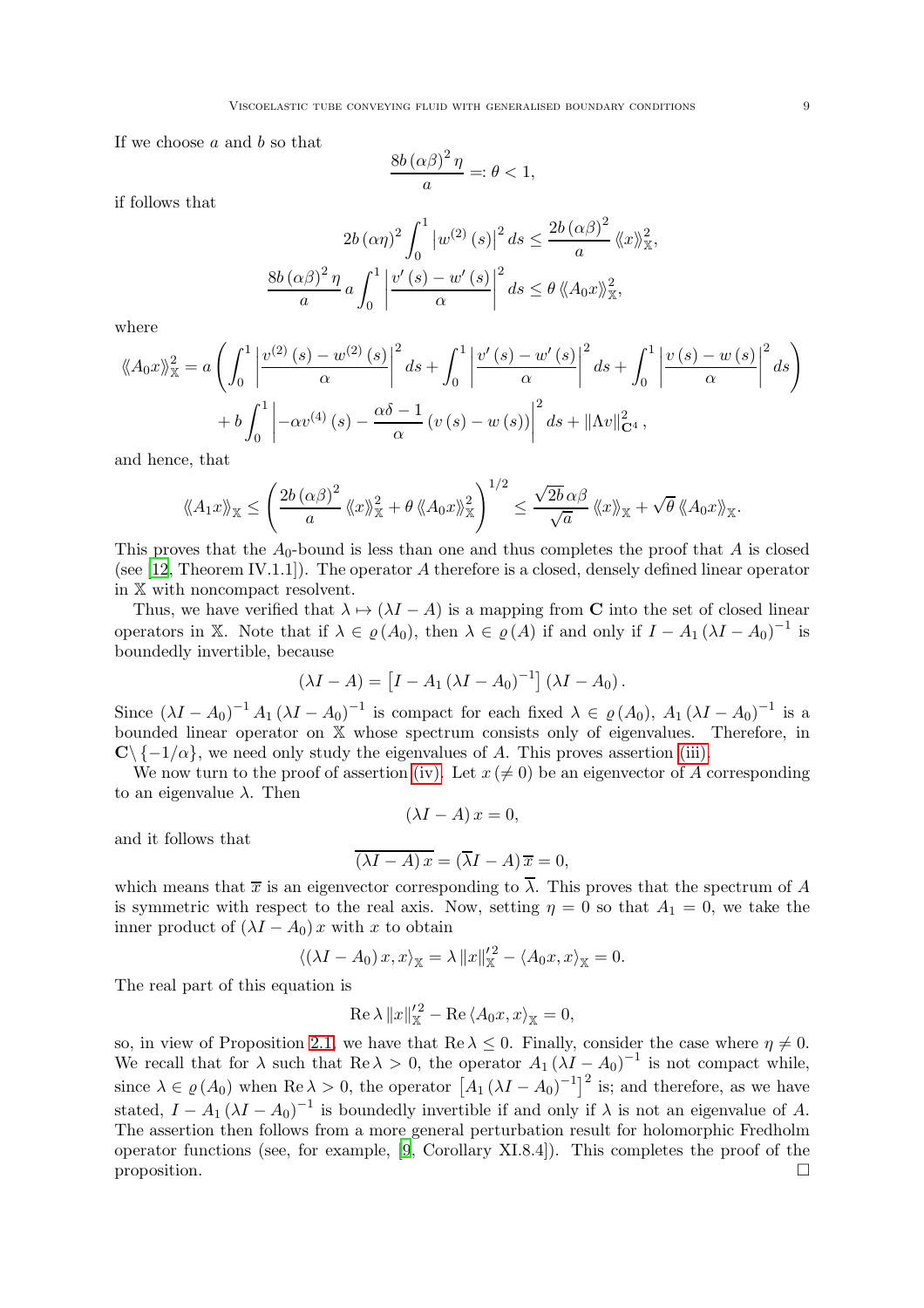If we choose $a$ and $b$ so that

$$\frac{8b(\alpha\beta)^2\eta}{a} =: \theta < 1,$$

if follows that

$$2b(\alpha\eta)^2 \int_0^1 \left|w^{(2)}(s)\right|^2 ds \le \frac{2b(\alpha\beta)^2}{a} \langle\!\langle x \rangle\!\rangle_{\mathbb{X}}^2,$$

$$\frac{8b(\alpha\beta)^2\eta}{a} a \int_0^1 \left|\frac{v'(s) - w'(s)}{\alpha}\right|^2 ds \le \theta \langle\!\langle A_0 x \rangle\!\rangle_{\mathbb{X}}^2,$$

where

$$\langle\!\langle A_0 x \rangle\!\rangle_{\mathbb{X}}^2 = a\left(\int_0^1 \left|\frac{v^{(2)}(s) - w^{(2)}(s)}{\alpha}\right|^2 ds + \int_0^1 \left|\frac{v'(s) - w'(s)}{\alpha}\right|^2 ds + \int_0^1 \left|\frac{v(s) - w(s)}{\alpha}\right|^2 ds\right)$$
$$+ b\int_0^1 \left|-\alpha v^{(4)}(s) - \frac{\alpha\delta - 1}{\alpha}(v(s) - w(s))\right|^2 ds + \|\Lambda v\|_{\mathbf{C}^4}^2,$$

and hence, that

$$\langle\!\langle A_1 x \rangle\!\rangle_{\mathbb{X}} \le \left(\frac{2b(\alpha\beta)^2}{a}\langle\!\langle x \rangle\!\rangle_{\mathbb{X}}^2 + \theta \langle\!\langle A_0 x \rangle\!\rangle_{\mathbb{X}}^2\right)^{1/2} \le \frac{\sqrt{2b}\,\alpha\beta}{\sqrt{a}}\langle\!\langle x \rangle\!\rangle_{\mathbb{X}} + \sqrt{\theta}\,\langle\!\langle A_0 x \rangle\!\rangle_{\mathbb{X}}.$$

This proves that the $A_0$-bound is less than one and thus completes the proof that $A$ is closed (see [12, Theorem IV.1.1]). The operator $A$ therefore is a closed, densely defined linear operator in $\mathbb{X}$ with noncompact resolvent.

Thus, we have verified that $\lambda \mapsto (\lambda I - A)$ is a mapping from $\mathbf{C}$ into the set of closed linear operators in $\mathbb{X}$. Note that if $\lambda \in \varrho(A_0)$, then $\lambda \in \varrho(A)$ if and only if $I - A_1(\lambda I - A_0)^{-1}$ is boundedly invertible, because

$$(\lambda I - A) = \left[I - A_1(\lambda I - A_0)^{-1}\right](\lambda I - A_0).$$

Since $(\lambda I - A_0)^{-1} A_1 (\lambda I - A_0)^{-1}$ is compact for each fixed $\lambda \in \varrho(A_0)$, $A_1(\lambda I - A_0)^{-1}$ is a bounded linear operator on $\mathbb{X}$ whose spectrum consists only of eigenvalues. Therefore, in $\mathbf{C}\setminus\{-1/\alpha\}$, we need only study the eigenvalues of $A$. This proves assertion (iii).

We now turn to the proof of assertion (iv). Let $x\,(\neq 0)$ be an eigenvector of $A$ corresponding to an eigenvalue $\lambda$. Then

$$(\lambda I - A)x = 0,$$

and it follows that

$$\overline{(\lambda I - A)x} = (\overline{\lambda} I - A)\overline{x} = 0,$$

which means that $\overline{x}$ is an eigenvector corresponding to $\overline{\lambda}$. This proves that the spectrum of $A$ is symmetric with respect to the real axis. Now, setting $\eta = 0$ so that $A_1 = 0$, we take the inner product of $(\lambda I - A_0)x$ with $x$ to obtain

$$\langle(\lambda I - A_0)x, x\rangle_{\mathbb{X}} = \lambda \|x\|_{\mathbb{X}}'^2 - \langle A_0 x, x\rangle_{\mathbb{X}} = 0.$$

The real part of this equation is

$$\operatorname{Re}\lambda \|x\|_{\mathbb{X}}'^2 - \operatorname{Re}\langle A_0 x, x\rangle_{\mathbb{X}} = 0,$$

so, in view of Proposition 2.1, we have that $\operatorname{Re}\lambda \le 0$. Finally, consider the case where $\eta \neq 0$. We recall that for $\lambda$ such that $\operatorname{Re}\lambda > 0$, the operator $A_1(\lambda I - A_0)^{-1}$ is not compact while, since $\lambda \in \varrho(A_0)$ when $\operatorname{Re}\lambda > 0$, the operator $\left[A_1(\lambda I - A_0)^{-1}\right]^2$ is; and therefore, as we have stated, $I - A_1(\lambda I - A_0)^{-1}$ is boundedly invertible if and only if $\lambda$ is not an eigenvalue of $A$. The assertion then follows from a more general perturbation result for holomorphic Fredholm operator functions (see, for example, [9, Corollary XI.8.4]). This completes the proof of the proposition. □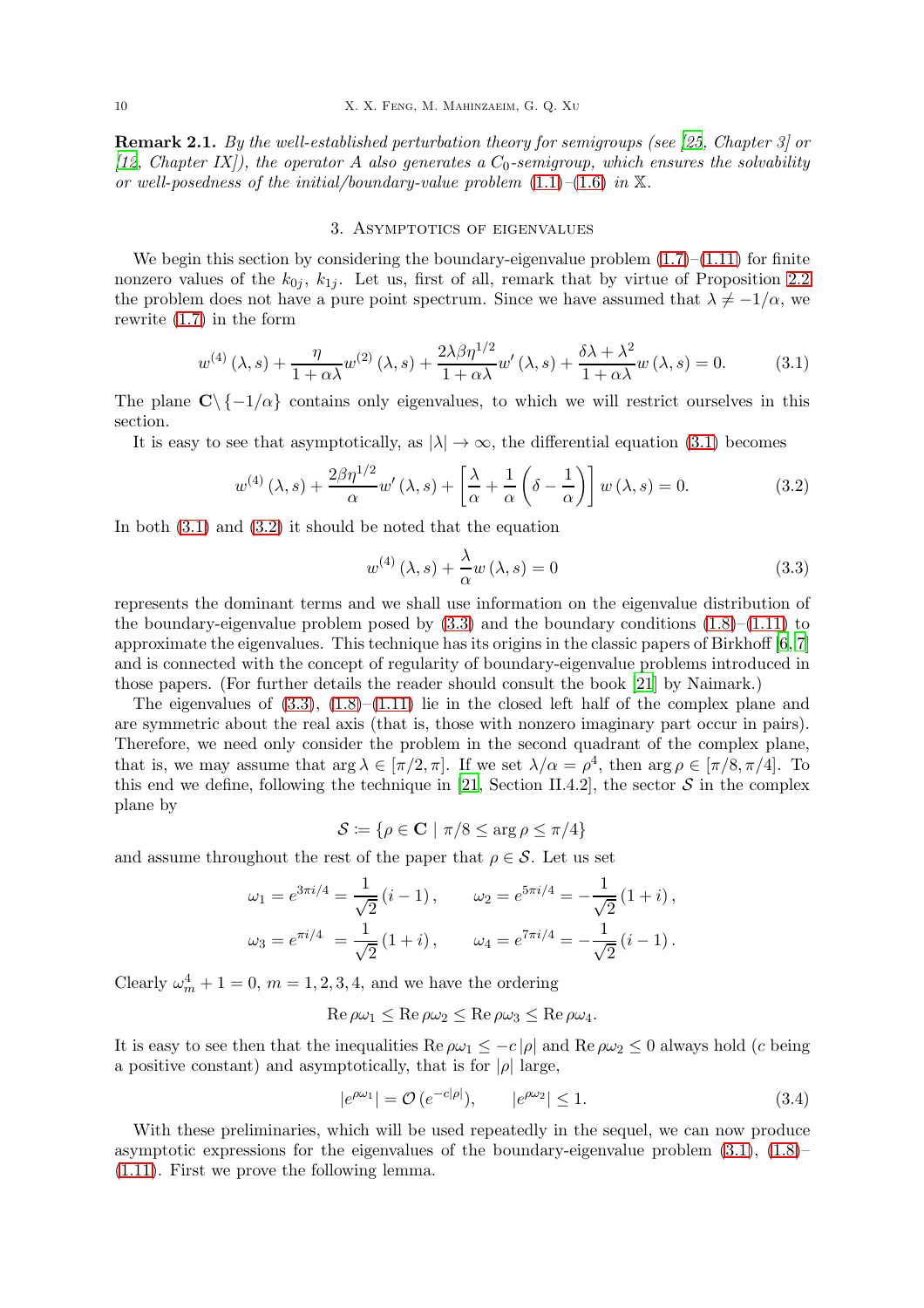**Remark 2.1.** *By the well-established perturbation theory for semigroups (see [25, Chapter 3] or [12, Chapter IX]), the operator $A$ also generates a $C_0$-semigroup, which ensures the solvability or well-posedness of the initial/boundary-value problem (1.1)–(1.6) in $\mathbb{X}$.*

## 3. Asymptotics of eigenvalues

We begin this section by considering the boundary-eigenvalue problem (1.7)–(1.11) for finite nonzero values of the $k_{0j}$, $k_{1j}$. Let us, first of all, remark that by virtue of Proposition 2.2 the problem does not have a pure point spectrum. Since we have assumed that $\lambda \neq -1/\alpha$, we rewrite (1.7) in the form

$$w^{(4)}(\lambda, s) + \frac{\eta}{1+\alpha\lambda} w^{(2)}(\lambda, s) + \frac{2\lambda\beta\eta^{1/2}}{1+\alpha\lambda} w'(\lambda, s) + \frac{\delta\lambda + \lambda^2}{1+\alpha\lambda} w(\lambda, s) = 0. \tag{3.1}$$

The plane $\mathbf{C}\backslash\{-1/\alpha\}$ contains only eigenvalues, to which we will restrict ourselves in this section.

It is easy to see that asymptotically, as $|\lambda| \to \infty$, the differential equation (3.1) becomes

$$w^{(4)}(\lambda, s) + \frac{2\beta\eta^{1/2}}{\alpha} w'(\lambda, s) + \left[\frac{\lambda}{\alpha} + \frac{1}{\alpha}\left(\delta - \frac{1}{\alpha}\right)\right] w(\lambda, s) = 0. \tag{3.2}$$

In both (3.1) and (3.2) it should be noted that the equation

$$w^{(4)}(\lambda, s) + \frac{\lambda}{\alpha} w(\lambda, s) = 0 \tag{3.3}$$

represents the dominant terms and we shall use information on the eigenvalue distribution of the boundary-eigenvalue problem posed by (3.3) and the boundary conditions (1.8)–(1.11) to approximate the eigenvalues. This technique has its origins in the classic papers of Birkhoff [6, 7] and is connected with the concept of regularity of boundary-eigenvalue problems introduced in those papers. (For further details the reader should consult the book [21] by Naimark.)

The eigenvalues of (3.3), (1.8)–(1.11) lie in the closed left half of the complex plane and are symmetric about the real axis (that is, those with nonzero imaginary part occur in pairs). Therefore, we need only consider the problem in the second quadrant of the complex plane, that is, we may assume that $\arg\lambda \in [\pi/2, \pi]$. If we set $\lambda/\alpha = \rho^4$, then $\arg\rho \in [\pi/8, \pi/4]$. To this end we define, following the technique in [21, Section II.4.2], the sector $\mathcal{S}$ in the complex plane by

$$\mathcal{S} := \{\rho \in \mathbf{C} \mid \pi/8 \leq \arg\rho \leq \pi/4\}$$

and assume throughout the rest of the paper that $\rho \in \mathcal{S}$. Let us set

$$\omega_1 = e^{3\pi i/4} = \frac{1}{\sqrt{2}}(i-1), \qquad \omega_2 = e^{5\pi i/4} = -\frac{1}{\sqrt{2}}(1+i),$$
$$\omega_3 = e^{\pi i/4} = \frac{1}{\sqrt{2}}(1+i), \qquad \omega_4 = e^{7\pi i/4} = -\frac{1}{\sqrt{2}}(i-1).$$

Clearly $\omega_m^4 + 1 = 0$, $m = 1, 2, 3, 4$, and we have the ordering

$$\operatorname{Re}\rho\omega_1 \leq \operatorname{Re}\rho\omega_2 \leq \operatorname{Re}\rho\omega_3 \leq \operatorname{Re}\rho\omega_4.$$

It is easy to see then that the inequalities $\operatorname{Re}\rho\omega_1 \leq -c|\rho|$ and $\operatorname{Re}\rho\omega_2 \leq 0$ always hold ($c$ being a positive constant) and asymptotically, that is for $|\rho|$ large,

$$|e^{\rho\omega_1}| = \mathcal{O}(e^{-c|\rho|}), \qquad |e^{\rho\omega_2}| \leq 1. \tag{3.4}$$

With these preliminaries, which will be used repeatedly in the sequel, we can now produce asymptotic expressions for the eigenvalues of the boundary-eigenvalue problem (3.1), (1.8)–(1.11). First we prove the following lemma.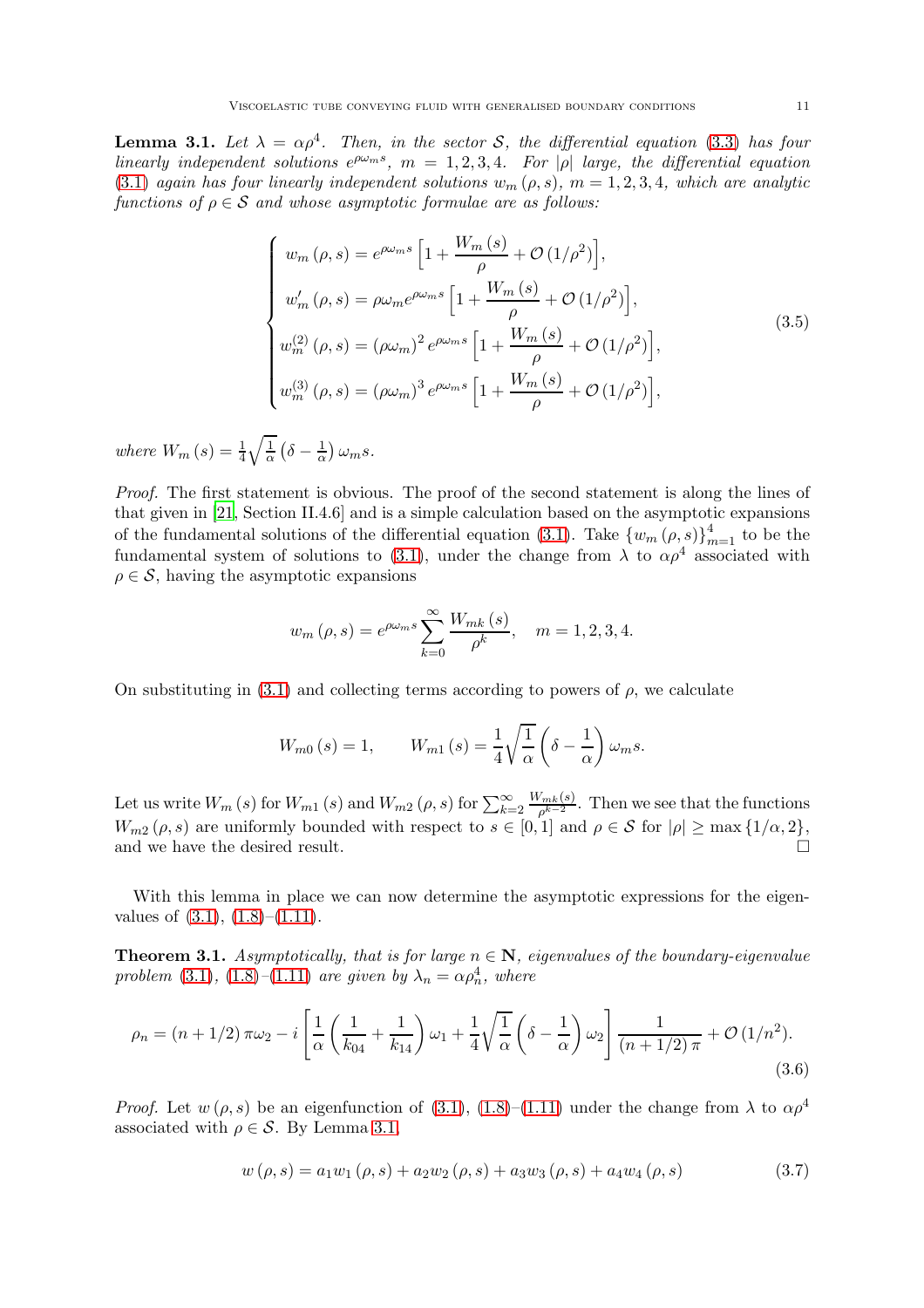**Lemma 3.1.** *Let $\lambda = \alpha\rho^4$. Then, in the sector $\mathcal{S}$, the differential equation (3.3) has four linearly independent solutions $e^{\rho\omega_m s}$, $m = 1, 2, 3, 4$. For $|\rho|$ large, the differential equation (3.1) again has four linearly independent solutions $w_m(\rho, s)$, $m = 1, 2, 3, 4$, which are analytic functions of $\rho \in \mathcal{S}$ and whose asymptotic formulae are as follows:*

$$\begin{cases} w_m(\rho, s) = e^{\rho\omega_m s}\Big[1 + \dfrac{W_m(s)}{\rho} + \mathcal{O}(1/\rho^2)\Big], \\ w_m'(\rho, s) = \rho\omega_m e^{\rho\omega_m s}\Big[1 + \dfrac{W_m(s)}{\rho} + \mathcal{O}(1/\rho^2)\Big], \\ w_m^{(2)}(\rho, s) = (\rho\omega_m)^2 e^{\rho\omega_m s}\Big[1 + \dfrac{W_m(s)}{\rho} + \mathcal{O}(1/\rho^2)\Big], \\ w_m^{(3)}(\rho, s) = (\rho\omega_m)^3 e^{\rho\omega_m s}\Big[1 + \dfrac{W_m(s)}{\rho} + \mathcal{O}(1/\rho^2)\Big], \end{cases} \tag{3.5}$$

*where $W_m(s) = \frac{1}{4}\sqrt{\frac{1}{\alpha}}\left(\delta - \frac{1}{\alpha}\right)\omega_m s$.*

*Proof.* The first statement is obvious. The proof of the second statement is along the lines of that given in [21, Section II.4.6] and is a simple calculation based on the asymptotic expansions of the fundamental solutions of the differential equation (3.1). Take $\{w_m(\rho, s)\}_{m=1}^4$ to be the fundamental system of solutions to (3.1), under the change from $\lambda$ to $\alpha\rho^4$ associated with $\rho \in \mathcal{S}$, having the asymptotic expansions

$$w_m(\rho, s) = e^{\rho\omega_m s}\sum_{k=0}^{\infty}\frac{W_{mk}(s)}{\rho^k}, \quad m = 1, 2, 3, 4.$$

On substituting in (3.1) and collecting terms according to powers of $\rho$, we calculate

$$W_{m0}(s) = 1, \qquad W_{m1}(s) = \frac{1}{4}\sqrt{\frac{1}{\alpha}}\left(\delta - \frac{1}{\alpha}\right)\omega_m s.$$

Let us write $W_m(s)$ for $W_{m1}(s)$ and $W_{m2}(\rho, s)$ for $\sum_{k=2}^{\infty}\frac{W_{mk}(s)}{\rho^{k-2}}$. Then we see that the functions $W_{m2}(\rho, s)$ are uniformly bounded with respect to $s \in [0, 1]$ and $\rho \in \mathcal{S}$ for $|\rho| \geq \max\{1/\alpha, 2\}$, and we have the desired result. □

With this lemma in place we can now determine the asymptotic expressions for the eigenvalues of (3.1), (1.8)–(1.11).

**Theorem 3.1.** *Asymptotically, that is for large $n \in \mathbf{N}$, eigenvalues of the boundary-eigenvalue problem (3.1), (1.8)–(1.11) are given by $\lambda_n = \alpha\rho_n^4$, where*

$$\rho_n = (n + 1/2)\pi\omega_2 - i\left[\frac{1}{\alpha}\left(\frac{1}{k_{04}} + \frac{1}{k_{14}}\right)\omega_1 + \frac{1}{4}\sqrt{\frac{1}{\alpha}}\left(\delta - \frac{1}{\alpha}\right)\omega_2\right]\frac{1}{(n + 1/2)\pi} + \mathcal{O}(1/n^2). \tag{3.6}$$

*Proof.* Let $w(\rho, s)$ be an eigenfunction of (3.1), (1.8)–(1.11) under the change from $\lambda$ to $\alpha\rho^4$ associated with $\rho \in \mathcal{S}$. By Lemma 3.1

$$w(\rho, s) = a_1 w_1(\rho, s) + a_2 w_2(\rho, s) + a_3 w_3(\rho, s) + a_4 w_4(\rho, s) \tag{3.7}$$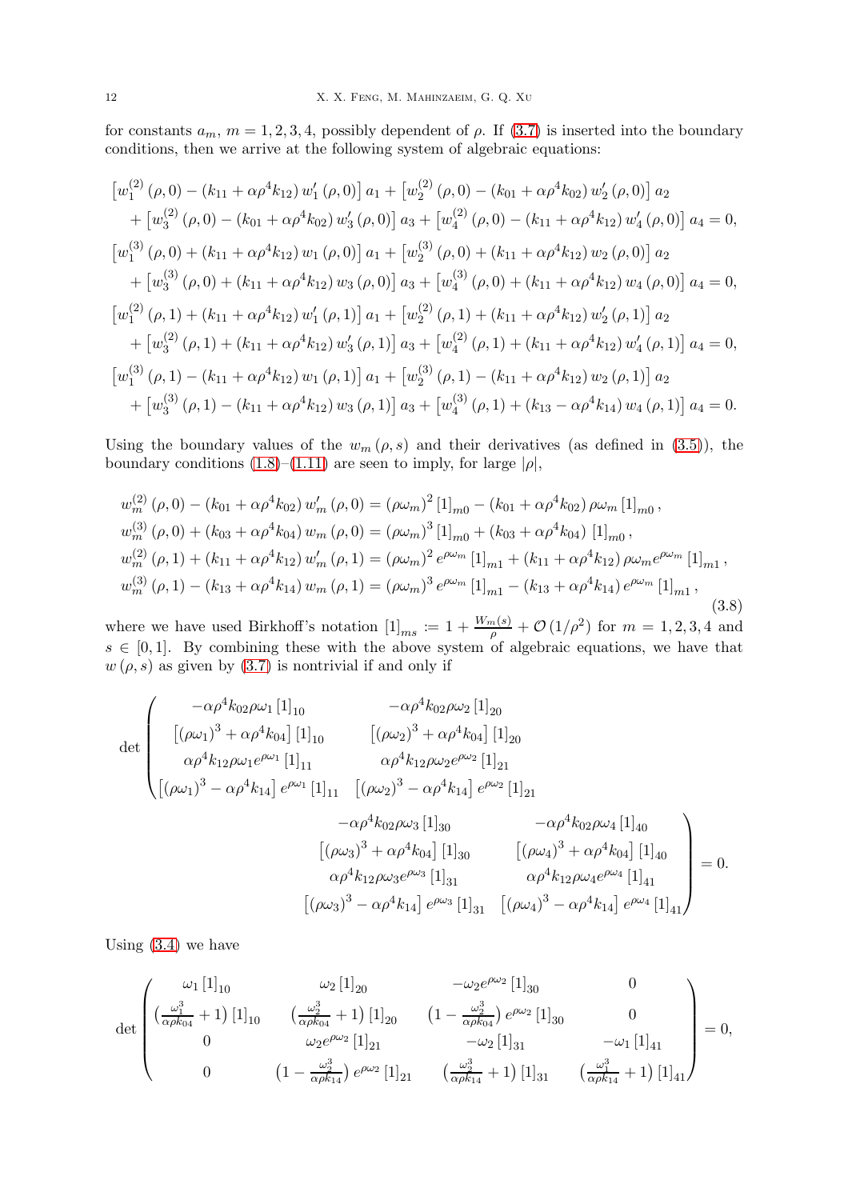for constants $a_m$, $m = 1, 2, 3, 4$, possibly dependent of $\rho$. If (3.7) is inserted into the boundary conditions, then we arrive at the following system of algebraic equations:

$$
\begin{aligned}
&\left[w_1^{(2)}(\rho,0) - (k_{11} + \alpha\rho^4 k_{12})\, w_1'(\rho,0)\right] a_1 + \left[w_2^{(2)}(\rho,0) - (k_{01} + \alpha\rho^4 k_{02})\, w_2'(\rho,0)\right] a_2 \\
&\quad + \left[w_3^{(2)}(\rho,0) - (k_{01} + \alpha\rho^4 k_{02})\, w_3'(\rho,0)\right] a_3 + \left[w_4^{(2)}(\rho,0) - (k_{11} + \alpha\rho^4 k_{12})\, w_4'(\rho,0)\right] a_4 = 0, \\
&\left[w_1^{(3)}(\rho,0) + (k_{11} + \alpha\rho^4 k_{12})\, w_1(\rho,0)\right] a_1 + \left[w_2^{(3)}(\rho,0) + (k_{11} + \alpha\rho^4 k_{12})\, w_2(\rho,0)\right] a_2 \\
&\quad + \left[w_3^{(3)}(\rho,0) + (k_{11} + \alpha\rho^4 k_{12})\, w_3(\rho,0)\right] a_3 + \left[w_4^{(3)}(\rho,0) + (k_{11} + \alpha\rho^4 k_{12})\, w_4(\rho,0)\right] a_4 = 0, \\
&\left[w_1^{(2)}(\rho,1) + (k_{11} + \alpha\rho^4 k_{12})\, w_1'(\rho,1)\right] a_1 + \left[w_2^{(2)}(\rho,1) + (k_{11} + \alpha\rho^4 k_{12})\, w_2'(\rho,1)\right] a_2 \\
&\quad + \left[w_3^{(2)}(\rho,1) + (k_{11} + \alpha\rho^4 k_{12})\, w_3'(\rho,1)\right] a_3 + \left[w_4^{(2)}(\rho,1) + (k_{11} + \alpha\rho^4 k_{12})\, w_4'(\rho,1)\right] a_4 = 0, \\
&\left[w_1^{(3)}(\rho,1) - (k_{11} + \alpha\rho^4 k_{12})\, w_1(\rho,1)\right] a_1 + \left[w_2^{(3)}(\rho,1) - (k_{11} + \alpha\rho^4 k_{12})\, w_2(\rho,1)\right] a_2 \\
&\quad + \left[w_3^{(3)}(\rho,1) - (k_{11} + \alpha\rho^4 k_{12})\, w_3(\rho,1)\right] a_3 + \left[w_4^{(3)}(\rho,1) + (k_{13} - \alpha\rho^4 k_{14})\, w_4(\rho,1)\right] a_4 = 0.
\end{aligned}
$$

Using the boundary values of the $w_m(\rho, s)$ and their derivatives (as defined in (3.5)), the boundary conditions (1.8)–(1.11) are seen to imply, for large $|\rho|$,

$$
\begin{aligned}
w_m^{(2)}(\rho,0) - (k_{01} + \alpha\rho^4 k_{02})\, w_m'(\rho,0) &= (\rho\omega_m)^2\, [1]_{m0} - (k_{01} + \alpha\rho^4 k_{02})\, \rho\omega_m\, [1]_{m0}\,, \\
w_m^{(3)}(\rho,0) + (k_{03} + \alpha\rho^4 k_{04})\, w_m(\rho,0) &= (\rho\omega_m)^3\, [1]_{m0} + (k_{03} + \alpha\rho^4 k_{04})\, [1]_{m0}\,, \\
w_m^{(2)}(\rho,1) + (k_{11} + \alpha\rho^4 k_{12})\, w_m'(\rho,1) &= (\rho\omega_m)^2\, e^{\rho\omega_m}\, [1]_{m1} + (k_{11} + \alpha\rho^4 k_{12})\, \rho\omega_m e^{\rho\omega_m}\, [1]_{m1}\,, \\
w_m^{(3)}(\rho,1) - (k_{13} + \alpha\rho^4 k_{14})\, w_m(\rho,1) &= (\rho\omega_m)^3\, e^{\rho\omega_m}\, [1]_{m1} - (k_{13} + \alpha\rho^4 k_{14})\, e^{\rho\omega_m}\, [1]_{m1}\,,
\end{aligned}
\tag{3.8}
$$

where we have used Birkhoff's notation $[1]_{ms} := 1 + \frac{W_m(s)}{\rho} + \mathcal{O}(1/\rho^2)$ for $m = 1, 2, 3, 4$ and $s \in [0, 1]$. By combining these with the above system of algebraic equations, we have that $w(\rho, s)$ as given by (3.7) is nontrivial if and only if

$$
\det \begin{pmatrix}
-\alpha\rho^4 k_{02}\rho\omega_1\, [1]_{10} & -\alpha\rho^4 k_{02}\rho\omega_2\, [1]_{20} & -\alpha\rho^4 k_{02}\rho\omega_3\, [1]_{30} & -\alpha\rho^4 k_{02}\rho\omega_4\, [1]_{40} \\
\left[(\rho\omega_1)^3 + \alpha\rho^4 k_{04}\right] [1]_{10} & \left[(\rho\omega_2)^3 + \alpha\rho^4 k_{04}\right] [1]_{20} & \left[(\rho\omega_3)^3 + \alpha\rho^4 k_{04}\right] [1]_{30} & \left[(\rho\omega_4)^3 + \alpha\rho^4 k_{04}\right] [1]_{40} \\
\alpha\rho^4 k_{12}\rho\omega_1 e^{\rho\omega_1}\, [1]_{11} & \alpha\rho^4 k_{12}\rho\omega_2 e^{\rho\omega_2}\, [1]_{21} & \alpha\rho^4 k_{12}\rho\omega_3 e^{\rho\omega_3}\, [1]_{31} & \alpha\rho^4 k_{12}\rho\omega_4 e^{\rho\omega_4}\, [1]_{41} \\
\left[(\rho\omega_1)^3 - \alpha\rho^4 k_{14}\right] e^{\rho\omega_1}\, [1]_{11} & \left[(\rho\omega_2)^3 - \alpha\rho^4 k_{14}\right] e^{\rho\omega_2}\, [1]_{21} & \left[(\rho\omega_3)^3 - \alpha\rho^4 k_{14}\right] e^{\rho\omega_3}\, [1]_{31} & \left[(\rho\omega_4)^3 - \alpha\rho^4 k_{14}\right] e^{\rho\omega_4}\, [1]_{41}
\end{pmatrix} = 0.
$$

Using (3.4) we have

$$
\det \begin{pmatrix}
\omega_1\, [1]_{10} & \omega_2\, [1]_{20} & -\omega_2 e^{\rho\omega_2}\, [1]_{30} & 0 \\
\left(\frac{\omega_1^3}{\alpha\rho k_{04}} + 1\right) [1]_{10} & \left(\frac{\omega_2^3}{\alpha\rho k_{04}} + 1\right) [1]_{20} & \left(1 - \frac{\omega_2^3}{\alpha\rho k_{04}}\right) e^{\rho\omega_2}\, [1]_{30} & 0 \\
0 & \omega_2 e^{\rho\omega_2}\, [1]_{21} & -\omega_2\, [1]_{31} & -\omega_1\, [1]_{41} \\
0 & \left(1 - \frac{\omega_2^3}{\alpha\rho k_{14}}\right) e^{\rho\omega_2}\, [1]_{21} & \left(\frac{\omega_2^3}{\alpha\rho k_{14}} + 1\right) [1]_{31} & \left(\frac{\omega_1^3}{\alpha\rho k_{14}} + 1\right) [1]_{41}
\end{pmatrix} = 0,
$$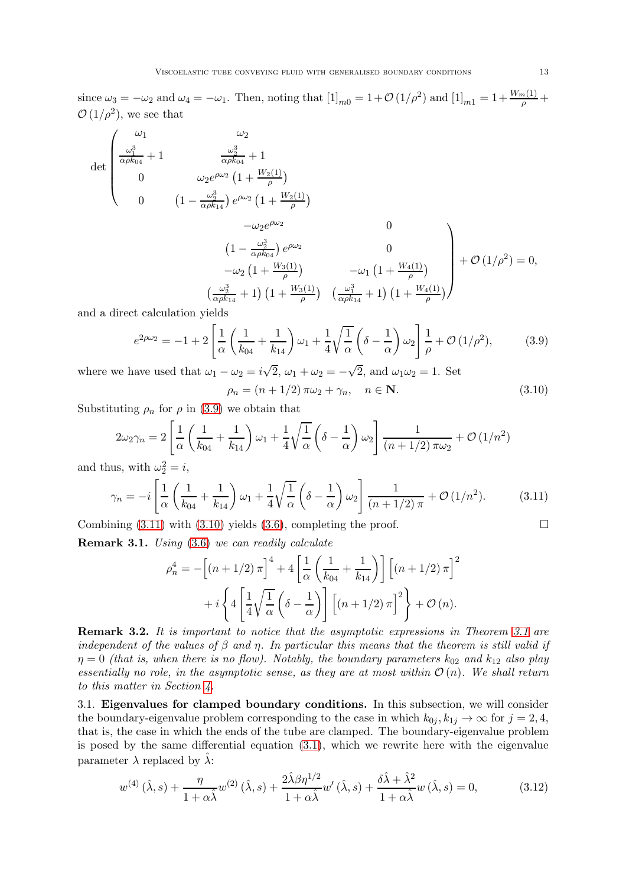since $\omega_3 = -\omega_2$ and $\omega_4 = -\omega_1$. Then, noting that $[1]_{m0} = 1 + \mathcal{O}(1/\rho^2)$ and $[1]_{m1} = 1 + \frac{W_m(1)}{\rho} + \mathcal{O}(1/\rho^2)$, we see that

$$
\det \begin{pmatrix}
\omega_1 & \omega_2 & -\omega_2 e^{\rho\omega_2} & 0 \\
\frac{\omega_1^3}{\alpha\rho k_{04}} + 1 & \frac{\omega_2^3}{\alpha\rho k_{04}} + 1 & \left(1 - \frac{\omega_2^3}{\alpha\rho k_{04}}\right) e^{\rho\omega_2} & 0 \\
0 & \omega_2 e^{\rho\omega_2}\left(1 + \frac{W_2(1)}{\rho}\right) & -\omega_2\left(1 + \frac{W_3(1)}{\rho}\right) & -\omega_1\left(1 + \frac{W_4(1)}{\rho}\right) \\
0 & \left(1 - \frac{\omega_2^3}{\alpha\rho k_{14}}\right) e^{\rho\omega_2}\left(1 + \frac{W_2(1)}{\rho}\right) & \left(\frac{\omega_2^3}{\alpha\rho k_{14}} + 1\right)\left(1 + \frac{W_3(1)}{\rho}\right) & \left(\frac{\omega_1^3}{\alpha\rho k_{14}} + 1\right)\left(1 + \frac{W_4(1)}{\rho}\right)
\end{pmatrix} + \mathcal{O}(1/\rho^2) = 0,
$$

and a direct calculation yields

$$
e^{2\rho\omega_2} = -1 + 2\left[\frac{1}{\alpha}\left(\frac{1}{k_{04}} + \frac{1}{k_{14}}\right)\omega_1 + \frac{1}{4}\sqrt{\frac{1}{\alpha}}\left(\delta - \frac{1}{\alpha}\right)\omega_2\right]\frac{1}{\rho} + \mathcal{O}(1/\rho^2), \tag{3.9}
$$

where we have used that $\omega_1 - \omega_2 = i\sqrt{2}$, $\omega_1 + \omega_2 = -\sqrt{2}$, and $\omega_1\omega_2 = 1$. Set

$$
\rho_n = (n + 1/2)\,\pi\omega_2 + \gamma_n, \quad n \in \mathbf{N}. \tag{3.10}
$$

Substituting $\rho_n$ for $\rho$ in (3.9) we obtain that

$$
2\omega_2\gamma_n = 2\left[\frac{1}{\alpha}\left(\frac{1}{k_{04}} + \frac{1}{k_{14}}\right)\omega_1 + \frac{1}{4}\sqrt{\frac{1}{\alpha}}\left(\delta - \frac{1}{\alpha}\right)\omega_2\right]\frac{1}{(n + 1/2)\,\pi\omega_2} + \mathcal{O}(1/n^2)
$$

and thus, with $\omega_2^2 = i$,

$$
\gamma_n = -i\left[\frac{1}{\alpha}\left(\frac{1}{k_{04}} + \frac{1}{k_{14}}\right)\omega_1 + \frac{1}{4}\sqrt{\frac{1}{\alpha}}\left(\delta - \frac{1}{\alpha}\right)\omega_2\right]\frac{1}{(n + 1/2)\,\pi} + \mathcal{O}(1/n^2). \tag{3.11}
$$

Combining (3.11) with (3.10) yields (3.6), completing the proof. $\square$

**Remark 3.1.** *Using* (3.6) *we can readily calculate*

$$
\begin{aligned}
\rho_n^4 = -\Big[(n + 1/2)\,\pi\Big]^4 &+ 4\left[\frac{1}{\alpha}\left(\frac{1}{k_{04}} + \frac{1}{k_{14}}\right)\right]\Big[(n + 1/2)\,\pi\Big]^2 \\
&+ i\left\{4\left[\frac{1}{4}\sqrt{\frac{1}{\alpha}}\left(\delta - \frac{1}{\alpha}\right)\right]\Big[(n + 1/2)\,\pi\Big]^2\right\} + \mathcal{O}(n).
\end{aligned}
$$

**Remark 3.2.** *It is important to notice that the asymptotic expressions in Theorem 3.1 are independent of the values of $\beta$ and $\eta$. In particular this means that the theorem is still valid if $\eta = 0$ (that is, when there is no flow). Notably, the boundary parameters $k_{02}$ and $k_{12}$ also play essentially no role, in the asymptotic sense, as they are at most within $\mathcal{O}(n)$. We shall return to this matter in Section 4.*

## 3.1. Eigenvalues for clamped boundary conditions.

In this subsection, we will consider the boundary-eigenvalue problem corresponding to the case in which $k_{0j}, k_{1j} \to \infty$ for $j = 2, 4$, that is, the case in which the ends of the tube are clamped. The boundary-eigenvalue problem is posed by the same differential equation (3.1), which we rewrite here with the eigenvalue parameter $\lambda$ replaced by $\hat{\lambda}$:

$$
w^{(4)}(\hat{\lambda}, s) + \frac{\eta}{1 + \alpha\hat{\lambda}} w^{(2)}(\hat{\lambda}, s) + \frac{2\hat{\lambda}\beta\eta^{1/2}}{1 + \alpha\hat{\lambda}} w'(\hat{\lambda}, s) + \frac{\delta\hat{\lambda} + \hat{\lambda}^2}{1 + \alpha\hat{\lambda}} w(\hat{\lambda}, s) = 0, \tag{3.12}
$$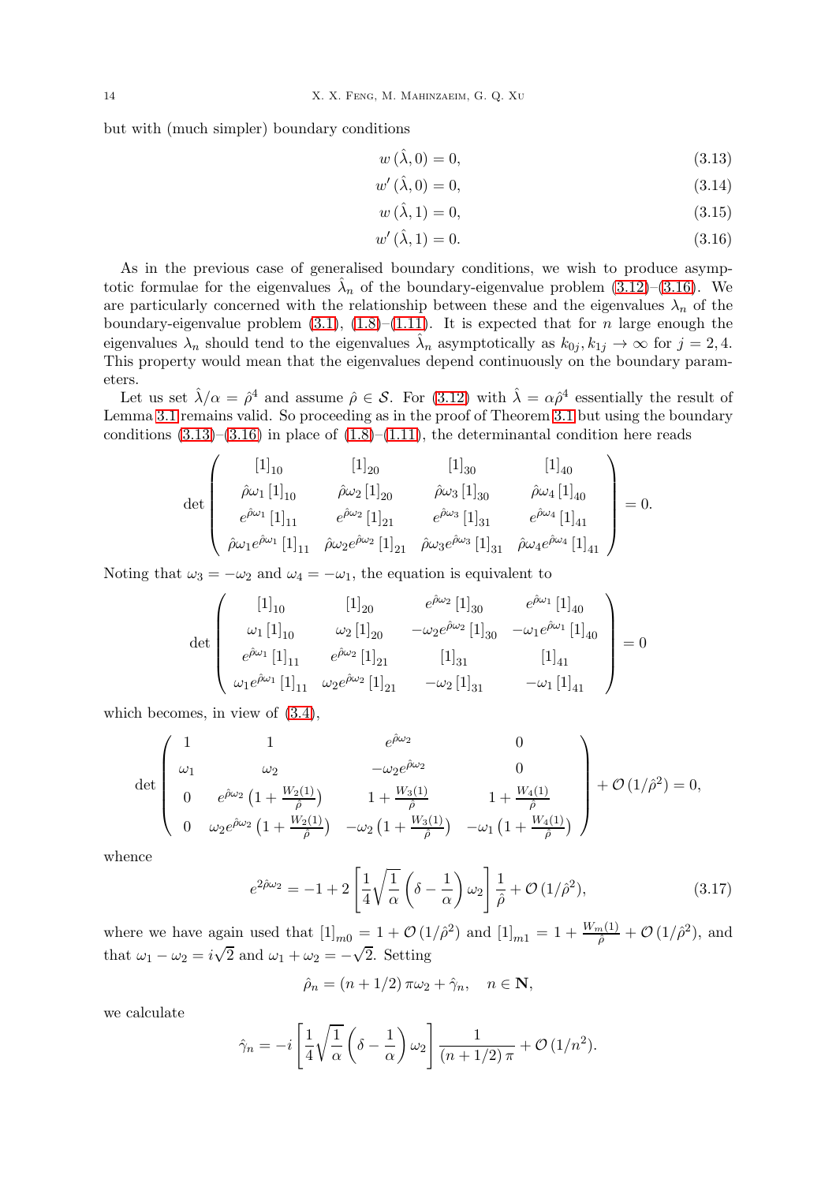but with (much simpler) boundary conditions

$$w\,(\hat{\lambda},0)=0, \tag{3.13}$$

$$w'\,(\hat{\lambda},0)=0, \tag{3.14}$$

$$w\,(\hat{\lambda},1)=0, \tag{3.15}$$

$$w'\,(\hat{\lambda},1)=0. \tag{3.16}$$

As in the previous case of generalised boundary conditions, we wish to produce asymptotic formulae for the eigenvalues $\hat{\lambda}_n$ of the boundary-eigenvalue problem (3.12)–(3.16). We are particularly concerned with the relationship between these and the eigenvalues $\lambda_n$ of the boundary-eigenvalue problem (3.1), (1.8)–(1.11). It is expected that for $n$ large enough the eigenvalues $\lambda_n$ should tend to the eigenvalues $\hat{\lambda}_n$ asymptotically as $k_{0j}, k_{1j} \to \infty$ for $j=2,4$. This property would mean that the eigenvalues depend continuously on the boundary parameters.

Let us set $\hat{\lambda}/\alpha = \hat{\rho}^4$ and assume $\hat{\rho} \in \mathcal{S}$. For (3.12) with $\hat{\lambda} = \alpha\hat{\rho}^4$ essentially the result of Lemma 3.1 remains valid. So proceeding as in the proof of Theorem 3.1 but using the boundary conditions (3.13)–(3.16) in place of (1.8)–(1.11), the determinantal condition here reads

$$\det\begin{pmatrix} [1]_{10} & [1]_{20} & [1]_{30} & [1]_{40} \\ \hat{\rho}\omega_1\,[1]_{10} & \hat{\rho}\omega_2\,[1]_{20} & \hat{\rho}\omega_3\,[1]_{30} & \hat{\rho}\omega_4\,[1]_{40} \\ e^{\hat{\rho}\omega_1}\,[1]_{11} & e^{\hat{\rho}\omega_2}\,[1]_{21} & e^{\hat{\rho}\omega_3}\,[1]_{31} & e^{\hat{\rho}\omega_4}\,[1]_{41} \\ \hat{\rho}\omega_1 e^{\hat{\rho}\omega_1}\,[1]_{11} & \hat{\rho}\omega_2 e^{\hat{\rho}\omega_2}\,[1]_{21} & \hat{\rho}\omega_3 e^{\hat{\rho}\omega_3}\,[1]_{31} & \hat{\rho}\omega_4 e^{\hat{\rho}\omega_4}\,[1]_{41} \end{pmatrix} = 0.$$

Noting that $\omega_3 = -\omega_2$ and $\omega_4 = -\omega_1$, the equation is equivalent to

$$\det\begin{pmatrix} [1]_{10} & [1]_{20} & e^{\hat{\rho}\omega_2}\,[1]_{30} & e^{\hat{\rho}\omega_1}\,[1]_{40} \\ \omega_1\,[1]_{10} & \omega_2\,[1]_{20} & -\omega_2 e^{\hat{\rho}\omega_2}\,[1]_{30} & -\omega_1 e^{\hat{\rho}\omega_1}\,[1]_{40} \\ e^{\hat{\rho}\omega_1}\,[1]_{11} & e^{\hat{\rho}\omega_2}\,[1]_{21} & [1]_{31} & [1]_{41} \\ \omega_1 e^{\hat{\rho}\omega_1}\,[1]_{11} & \omega_2 e^{\hat{\rho}\omega_2}\,[1]_{21} & -\omega_2\,[1]_{31} & -\omega_1\,[1]_{41} \end{pmatrix} = 0$$

which becomes, in view of (3.4),

$$\det\begin{pmatrix} 1 & 1 & e^{\hat{\rho}\omega_2} & 0 \\ \omega_1 & \omega_2 & -\omega_2 e^{\hat{\rho}\omega_2} & 0 \\ 0 & e^{\hat{\rho}\omega_2}\left(1+\frac{W_2(1)}{\hat{\rho}}\right) & 1+\frac{W_3(1)}{\hat{\rho}} & 1+\frac{W_4(1)}{\hat{\rho}} \\ 0 & \omega_2 e^{\hat{\rho}\omega_2}\left(1+\frac{W_2(1)}{\hat{\rho}}\right) & -\omega_2\left(1+\frac{W_3(1)}{\hat{\rho}}\right) & -\omega_1\left(1+\frac{W_4(1)}{\hat{\rho}}\right) \end{pmatrix} + \mathcal{O}\,(1/\hat{\rho}^2) = 0,$$

whence

$$e^{2\hat{\rho}\omega_2} = -1 + 2\left[\frac{1}{4}\sqrt{\frac{1}{\alpha}}\left(\delta - \frac{1}{\alpha}\right)\omega_2\right]\frac{1}{\hat{\rho}} + \mathcal{O}\,(1/\hat{\rho}^2), \tag{3.17}$$

where we have again used that $[1]_{m0} = 1 + \mathcal{O}\,(1/\hat{\rho}^2)$ and $[1]_{m1} = 1 + \frac{W_m(1)}{\hat{\rho}} + \mathcal{O}\,(1/\hat{\rho}^2)$, and that $\omega_1 - \omega_2 = i\sqrt{2}$ and $\omega_1 + \omega_2 = -\sqrt{2}$. Setting

$$\hat{\rho}_n = (n+1/2)\,\pi\omega_2 + \hat{\gamma}_n, \quad n \in \mathbf{N},$$

we calculate

$$\hat{\gamma}_n = -i\left[\frac{1}{4}\sqrt{\frac{1}{\alpha}}\left(\delta - \frac{1}{\alpha}\right)\omega_2\right]\frac{1}{(n+1/2)\,\pi} + \mathcal{O}\,(1/n^2).$$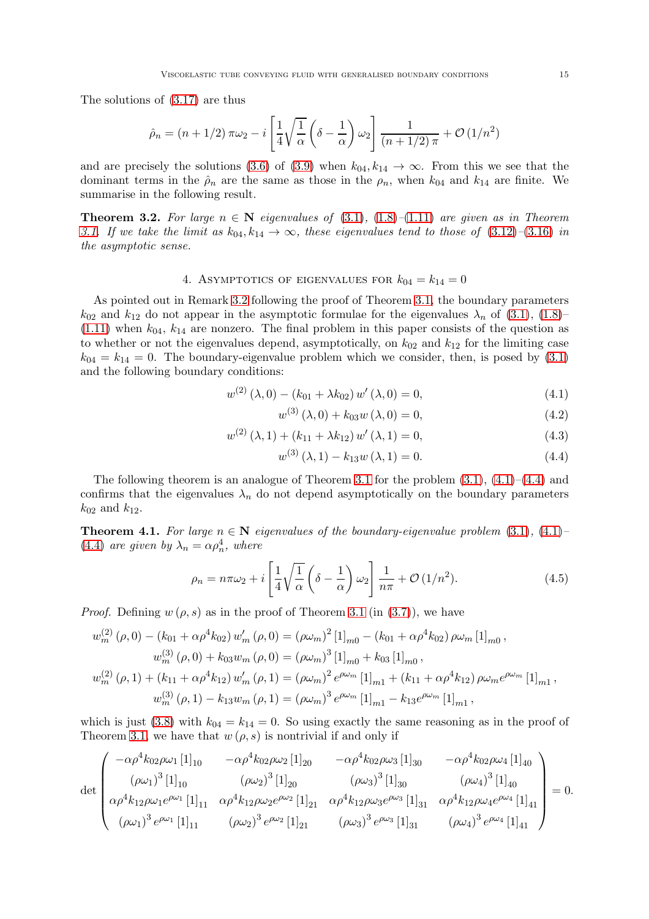The solutions of (3.17) are thus

$$\hat{\rho}_n = (n+1/2)\,\pi\omega_2 - i\left[\frac{1}{4}\sqrt{\frac{1}{\alpha}}\left(\delta - \frac{1}{\alpha}\right)\omega_2\right]\frac{1}{(n+1/2)\,\pi} + \mathcal{O}\left(1/n^2\right)$$

and are precisely the solutions (3.6) of (3.9) when $k_{04}, k_{14} \to \infty$. From this we see that the dominant terms in the $\hat{\rho}_n$ are the same as those in the $\rho_n$, when $k_{04}$ and $k_{14}$ are finite. We summarise in the following result.

**Theorem 3.2.** *For large $n \in \mathbf{N}$ eigenvalues of* (3.1), (1.8)–(1.11) *are given as in Theorem 3.1. If we take the limit as $k_{04}, k_{14} \to \infty$, these eigenvalues tend to those of* (3.12)–(3.16) *in the asymptotic sense.*

## 4. Asymptotics of eigenvalues for $k_{04} = k_{14} = 0$

As pointed out in Remark 3.2 following the proof of Theorem 3.1, the boundary parameters $k_{02}$ and $k_{12}$ do not appear in the asymptotic formulae for the eigenvalues $\lambda_n$ of (3.1), (1.8)–(1.11) when $k_{04}$, $k_{14}$ are nonzero. The final problem in this paper consists of the question as to whether or not the eigenvalues depend, asymptotically, on $k_{02}$ and $k_{12}$ for the limiting case $k_{04} = k_{14} = 0$. The boundary-eigenvalue problem which we consider, then, is posed by (3.1) and the following boundary conditions:

$$w^{(2)}(\lambda, 0) - (k_{01} + \lambda k_{02})\, w'(\lambda, 0) = 0, \tag{4.1}$$

$$w^{(3)}(\lambda, 0) + k_{03} w(\lambda, 0) = 0, \tag{4.2}$$

$$w^{(2)}(\lambda, 1) + (k_{11} + \lambda k_{12})\, w'(\lambda, 1) = 0, \tag{4.3}$$

$$w^{(3)}(\lambda, 1) - k_{13} w(\lambda, 1) = 0. \tag{4.4}$$

The following theorem is an analogue of Theorem 3.1 for the problem (3.1), (4.1)–(4.4) and confirms that the eigenvalues $\lambda_n$ do not depend asymptotically on the boundary parameters $k_{02}$ and $k_{12}$.

**Theorem 4.1.** *For large $n \in \mathbf{N}$ eigenvalues of the boundary-eigenvalue problem* (3.1), (4.1)–(4.4) *are given by $\lambda_n = \alpha\rho_n^4$, where*

$$\rho_n = n\pi\omega_2 + i\left[\frac{1}{4}\sqrt{\frac{1}{\alpha}}\left(\delta - \frac{1}{\alpha}\right)\omega_2\right]\frac{1}{n\pi} + \mathcal{O}\left(1/n^2\right). \tag{4.5}$$

*Proof.* Defining $w(\rho, s)$ as in the proof of Theorem 3.1 (in (3.7)), we have

$$\begin{aligned}
w_m^{(2)}(\rho, 0) - \left(k_{01} + \alpha\rho^4 k_{02}\right) w_m'(\rho, 0) &= (\rho\omega_m)^2\,[1]_{m0} - \left(k_{01} + \alpha\rho^4 k_{02}\right)\rho\omega_m\,[1]_{m0}\,,\\
w_m^{(3)}(\rho, 0) + k_{03} w_m(\rho, 0) &= (\rho\omega_m)^3\,[1]_{m0} + k_{03}\,[1]_{m0}\,,\\
w_m^{(2)}(\rho, 1) + \left(k_{11} + \alpha\rho^4 k_{12}\right) w_m'(\rho, 1) &= (\rho\omega_m)^2 e^{\rho\omega_m}\,[1]_{m1} + \left(k_{11} + \alpha\rho^4 k_{12}\right)\rho\omega_m e^{\rho\omega_m}\,[1]_{m1}\,,\\
w_m^{(3)}(\rho, 1) - k_{13} w_m(\rho, 1) &= (\rho\omega_m)^3 e^{\rho\omega_m}\,[1]_{m1} - k_{13} e^{\rho\omega_m}\,[1]_{m1}\,,
\end{aligned}$$

which is just (3.8) with $k_{04} = k_{14} = 0$. So using exactly the same reasoning as in the proof of Theorem 3.1, we have that $w(\rho, s)$ is nontrivial if and only if

$$\det\begin{pmatrix}
-\alpha\rho^4 k_{02}\rho\omega_1\,[1]_{10} & -\alpha\rho^4 k_{02}\rho\omega_2\,[1]_{20} & -\alpha\rho^4 k_{02}\rho\omega_3\,[1]_{30} & -\alpha\rho^4 k_{02}\rho\omega_4\,[1]_{40}\\
(\rho\omega_1)^3\,[1]_{10} & (\rho\omega_2)^3\,[1]_{20} & (\rho\omega_3)^3\,[1]_{30} & (\rho\omega_4)^3\,[1]_{40}\\
\alpha\rho^4 k_{12}\rho\omega_1 e^{\rho\omega_1}\,[1]_{11} & \alpha\rho^4 k_{12}\rho\omega_2 e^{\rho\omega_2}\,[1]_{21} & \alpha\rho^4 k_{12}\rho\omega_3 e^{\rho\omega_3}\,[1]_{31} & \alpha\rho^4 k_{12}\rho\omega_4 e^{\rho\omega_4}\,[1]_{41}\\
(\rho\omega_1)^3 e^{\rho\omega_1}\,[1]_{11} & (\rho\omega_2)^3 e^{\rho\omega_2}\,[1]_{21} & (\rho\omega_3)^3 e^{\rho\omega_3}\,[1]_{31} & (\rho\omega_4)^3 e^{\rho\omega_4}\,[1]_{41}
\end{pmatrix} = 0.$$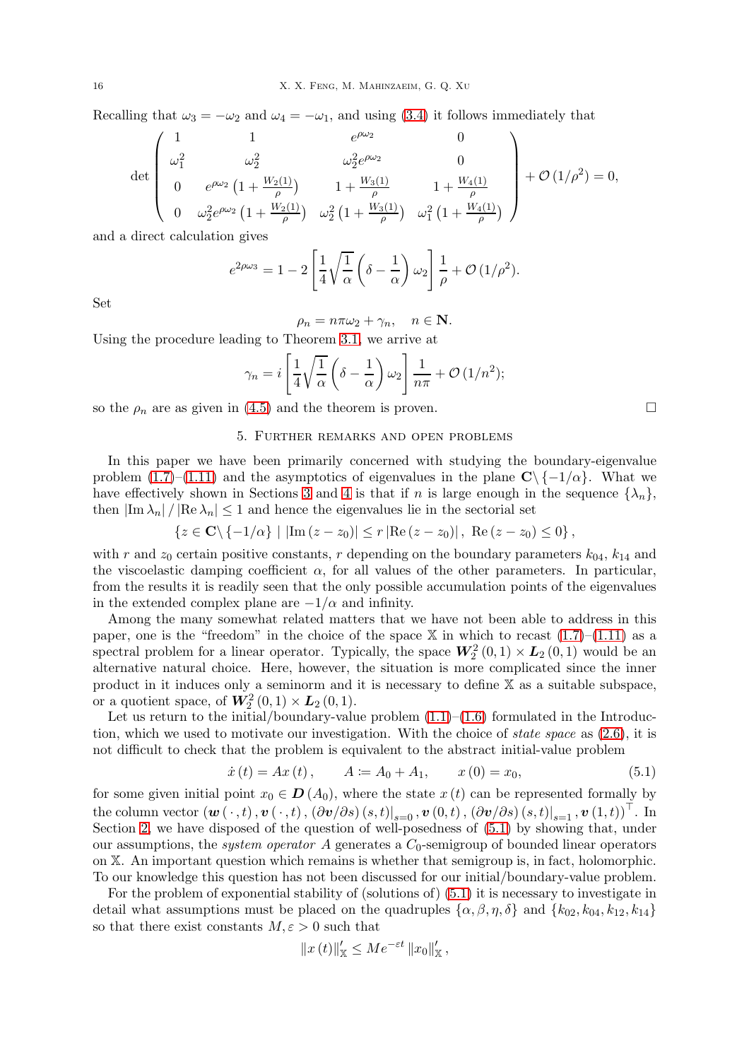Recalling that $\omega_3 = -\omega_2$ and $\omega_4 = -\omega_1$, and using (3.4) it follows immediately that

$$\det\begin{pmatrix} 1 & 1 & e^{\rho\omega_2} & 0 \\ \omega_1^2 & \omega_2^2 & \omega_2^2 e^{\rho\omega_2} & 0 \\ 0 & e^{\rho\omega_2}\left(1+\frac{W_2(1)}{\rho}\right) & 1+\frac{W_3(1)}{\rho} & 1+\frac{W_4(1)}{\rho} \\ 0 & \omega_2^2 e^{\rho\omega_2}\left(1+\frac{W_2(1)}{\rho}\right) & \omega_2^2\left(1+\frac{W_3(1)}{\rho}\right) & \omega_1^2\left(1+\frac{W_4(1)}{\rho}\right) \end{pmatrix} + \mathcal{O}\left(1/\rho^2\right) = 0,$$

and a direct calculation gives

$$e^{2\rho\omega_3} = 1 - 2\left[\frac{1}{4}\sqrt{\frac{1}{\alpha}}\left(\delta - \frac{1}{\alpha}\right)\omega_2\right]\frac{1}{\rho} + \mathcal{O}\left(1/\rho^2\right).$$

Set

$$\rho_n = n\pi\omega_2 + \gamma_n, \quad n \in \mathbf{N}.$$

Using the procedure leading to Theorem 3.1, we arrive at

$$\gamma_n = i\left[\frac{1}{4}\sqrt{\frac{1}{\alpha}}\left(\delta - \frac{1}{\alpha}\right)\omega_2\right]\frac{1}{n\pi} + \mathcal{O}\left(1/n^2\right);$$

so the $\rho_n$ are as given in (4.5) and the theorem is proven. □

## 5. Further remarks and open problems

In this paper we have been primarily concerned with studying the boundary-eigenvalue problem (1.7)–(1.11) and the asymptotics of eigenvalues in the plane $\mathbf{C}\backslash\{-1/\alpha\}$. What we have effectively shown in Sections 3 and 4 is that if $n$ is large enough in the sequence $\{\lambda_n\}$, then $|\operatorname{Im}\lambda_n| / |\operatorname{Re}\lambda_n| \leq 1$ and hence the eigenvalues lie in the sectorial set

$$\{z \in \mathbf{C}\backslash\{-1/\alpha\} \mid |\operatorname{Im}(z - z_0)| \leq r\,|\operatorname{Re}(z - z_0)|,\ \operatorname{Re}(z - z_0) \leq 0\},$$

with $r$ and $z_0$ certain positive constants, $r$ depending on the boundary parameters $k_{04}$, $k_{14}$ and the viscoelastic damping coefficient $\alpha$, for all values of the other parameters. In particular, from the results it is readily seen that the only possible accumulation points of the eigenvalues in the extended complex plane are $-1/\alpha$ and infinity.

Among the many somewhat related matters that we have not been able to address in this paper, one is the "freedom" in the choice of the space $\mathbb{X}$ in which to recast (1.7)–(1.11) as a spectral problem for a linear operator. Typically, the space $\boldsymbol{W}_2^2(0,1) \times \boldsymbol{L}_2(0,1)$ would be an alternative natural choice. Here, however, the situation is more complicated since the inner product in it induces only a seminorm and it is necessary to define $\mathbb{X}$ as a suitable subspace, or a quotient space, of $\boldsymbol{W}_2^2(0,1) \times \boldsymbol{L}_2(0,1)$.

Let us return to the initial/boundary-value problem (1.1)–(1.6) formulated in the Introduction, which we used to motivate our investigation. With the choice of *state space* as (2.6), it is not difficult to check that the problem is equivalent to the abstract initial-value problem

$$\dot{x}(t) = Ax(t), \qquad A := A_0 + A_1, \qquad x(0) = x_0, \tag{5.1}$$

for some given initial point $x_0 \in \boldsymbol{D}(A_0)$, where the state $x(t)$ can be represented formally by the column vector $\left(\boldsymbol{w}(\,\cdot\,,t), \boldsymbol{v}(\,\cdot\,,t), (\partial\boldsymbol{v}/\partial s)(s,t)|_{s=0}, \boldsymbol{v}(0,t), (\partial\boldsymbol{v}/\partial s)(s,t)|_{s=1}, \boldsymbol{v}(1,t)\right)^\top$. In Section 2, we have disposed of the question of well-posedness of (5.1) by showing that, under our assumptions, the *system operator* $A$ generates a $C_0$-semigroup of bounded linear operators on $\mathbb{X}$. An important question which remains is whether that semigroup is, in fact, holomorphic. To our knowledge this question has not been discussed for our initial/boundary-value problem.

For the problem of exponential stability of (solutions of) (5.1) it is necessary to investigate in detail what assumptions must be placed on the quadruples $\{\alpha, \beta, \eta, \delta\}$ and $\{k_{02}, k_{04}, k_{12}, k_{14}\}$ so that there exist constants $M, \varepsilon > 0$ such that

$$\|x(t)\|'_{\mathbb{X}} \leq Me^{-\varepsilon t}\,\|x_0\|'_{\mathbb{X}},$$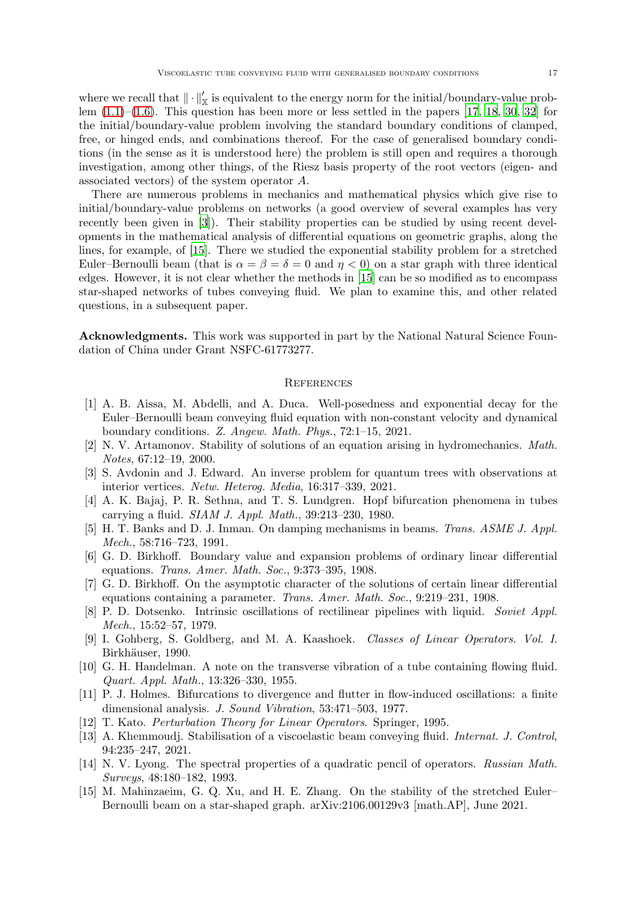where we recall that $\| \cdot \|'_{\mathbb{X}}$ is equivalent to the energy norm for the initial/boundary-value problem (1.1)–(1.6). This question has been more or less settled in the papers [17, 18, 30, 32] for the initial/boundary-value problem involving the standard boundary conditions of clamped, free, or hinged ends, and combinations thereof. For the case of generalised boundary conditions (in the sense as it is understood here) the problem is still open and requires a thorough investigation, among other things, of the Riesz basis property of the root vectors (eigen- and associated vectors) of the system operator $A$.

There are numerous problems in mechanics and mathematical physics which give rise to initial/boundary-value problems on networks (a good overview of several examples has very recently been given in [3]). Their stability properties can be studied by using recent developments in the mathematical analysis of differential equations on geometric graphs, along the lines, for example, of [15]. There we studied the exponential stability problem for a stretched Euler–Bernoulli beam (that is $\alpha = \beta = \delta = 0$ and $\eta < 0$) on a star graph with three identical edges. However, it is not clear whether the methods in [15] can be so modified as to encompass star-shaped networks of tubes conveying fluid. We plan to examine this, and other related questions, in a subsequent paper.

**Acknowledgments.** This work was supported in part by the National Natural Science Foundation of China under Grant NSFC-61773277.

## References

[1] A. B. Aissa, M. Abdelli, and A. Duca. Well-posedness and exponential decay for the Euler–Bernoulli beam conveying fluid equation with non-constant velocity and dynamical boundary conditions. *Z. Angew. Math. Phys.*, 72:1–15, 2021.

[2] N. V. Artamonov. Stability of solutions of an equation arising in hydromechanics. *Math. Notes*, 67:12–19, 2000.

[3] S. Avdonin and J. Edward. An inverse problem for quantum trees with observations at interior vertices. *Netw. Heterog. Media*, 16:317–339, 2021.

[4] A. K. Bajaj, P. R. Sethna, and T. S. Lundgren. Hopf bifurcation phenomena in tubes carrying a fluid. *SIAM J. Appl. Math.*, 39:213–230, 1980.

[5] H. T. Banks and D. J. Inman. On damping mechanisms in beams. *Trans. ASME J. Appl. Mech.*, 58:716–723, 1991.

[6] G. D. Birkhoff. Boundary value and expansion problems of ordinary linear differential equations. *Trans. Amer. Math. Soc.*, 9:373–395, 1908.

[7] G. D. Birkhoff. On the asymptotic character of the solutions of certain linear differential equations containing a parameter. *Trans. Amer. Math. Soc.*, 9:219–231, 1908.

[8] P. D. Dotsenko. Intrinsic oscillations of rectilinear pipelines with liquid. *Soviet Appl. Mech.*, 15:52–57, 1979.

[9] I. Gohberg, S. Goldberg, and M. A. Kaashoek. *Classes of Linear Operators. Vol. I.* Birkhäuser, 1990.

[10] G. H. Handelman. A note on the transverse vibration of a tube containing flowing fluid. *Quart. Appl. Math.*, 13:326–330, 1955.

[11] P. J. Holmes. Bifurcations to divergence and flutter in flow-induced oscillations: a finite dimensional analysis. *J. Sound Vibration*, 53:471–503, 1977.

[12] T. Kato. *Perturbation Theory for Linear Operators*. Springer, 1995.

[13] A. Khemmoudj. Stabilisation of a viscoelastic beam conveying fluid. *Internat. J. Control*, 94:235–247, 2021.

[14] N. V. Lyong. The spectral properties of a quadratic pencil of operators. *Russian Math. Surveys*, 48:180–182, 1993.

[15] M. Mahinzaeim, G. Q. Xu, and H. E. Zhang. On the stability of the stretched Euler–Bernoulli beam on a star-shaped graph. arXiv:2106.00129v3 [math.AP], June 2021.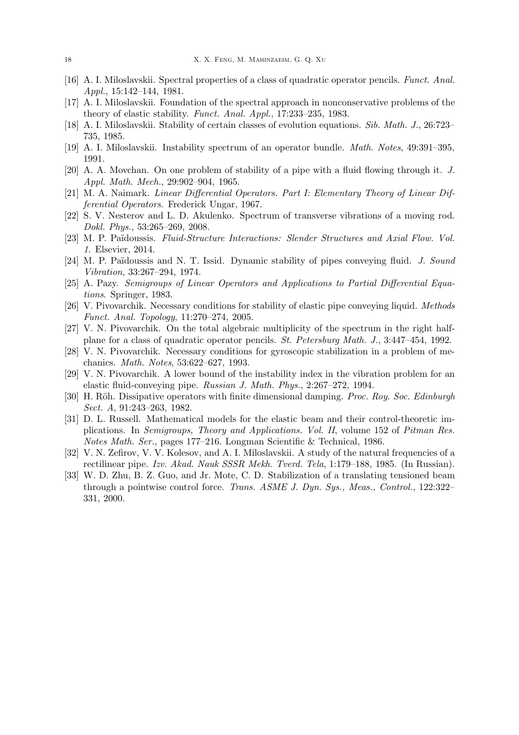[16] A. I. Miloslavskii. Spectral properties of a class of quadratic operator pencils. *Funct. Anal. Appl.*, 15:142–144, 1981.

[17] A. I. Miloslavskii. Foundation of the spectral approach in nonconservative problems of the theory of elastic stability. *Funct. Anal. Appl.*, 17:233–235, 1983.

[18] A. I. Miloslavskii. Stability of certain classes of evolution equations. *Sib. Math. J.*, 26:723–735, 1985.

[19] A. I. Miloslavskii. Instability spectrum of an operator bundle. *Math. Notes*, 49:391–395, 1991.

[20] A. A. Movchan. On one problem of stability of a pipe with a fluid flowing through it. *J. Appl. Math. Mech.*, 29:902–904, 1965.

[21] M. A. Naimark. *Linear Differential Operators. Part I: Elementary Theory of Linear Differential Operators*. Frederick Ungar, 1967.

[22] S. V. Nesterov and L. D. Akulenko. Spectrum of transverse vibrations of a moving rod. *Dokl. Phys.*, 53:265–269, 2008.

[23] M. P. Païdoussis. *Fluid-Structure Interactions: Slender Structures and Axial Flow. Vol. 1.* Elsevier, 2014.

[24] M. P. Païdoussis and N. T. Issid. Dynamic stability of pipes conveying fluid. *J. Sound Vibration*, 33:267–294, 1974.

[25] A. Pazy. *Semigroups of Linear Operators and Applications to Partial Differential Equations*. Springer, 1983.

[26] V. Pivovarchik. Necessary conditions for stability of elastic pipe conveying liquid. *Methods Funct. Anal. Topology*, 11:270–274, 2005.

[27] V. N. Pivovarchik. On the total algebraic multiplicity of the spectrum in the right half-plane for a class of quadratic operator pencils. *St. Petersburg Math. J.*, 3:447–454, 1992.

[28] V. N. Pivovarchik. Necessary conditions for gyroscopic stabilization in a problem of mechanics. *Math. Notes*, 53:622–627, 1993.

[29] V. N. Pivovarchik. A lower bound of the instability index in the vibration problem for an elastic fluid-conveying pipe. *Russian J. Math. Phys.*, 2:267–272, 1994.

[30] H. Röh. Dissipative operators with finite dimensional damping. *Proc. Roy. Soc. Edinburgh Sect. A*, 91:243–263, 1982.

[31] D. L. Russell. Mathematical models for the elastic beam and their control-theoretic implications. In *Semigroups, Theory and Applications. Vol. II*, volume 152 of *Pitman Res. Notes Math. Ser.*, pages 177–216. Longman Scientific & Technical, 1986.

[32] V. N. Zefirov, V. V. Kolesov, and A. I. Miloslavskii. A study of the natural frequencies of a rectilinear pipe. *Izv. Akad. Nauk SSSR Mekh. Tverd. Tela*, 1:179–188, 1985. (In Russian).

[33] W. D. Zhu, B. Z. Guo, and Jr. Mote, C. D. Stabilization of a translating tensioned beam through a pointwise control force. *Trans. ASME J. Dyn. Sys., Meas., Control.*, 122:322–331, 2000.